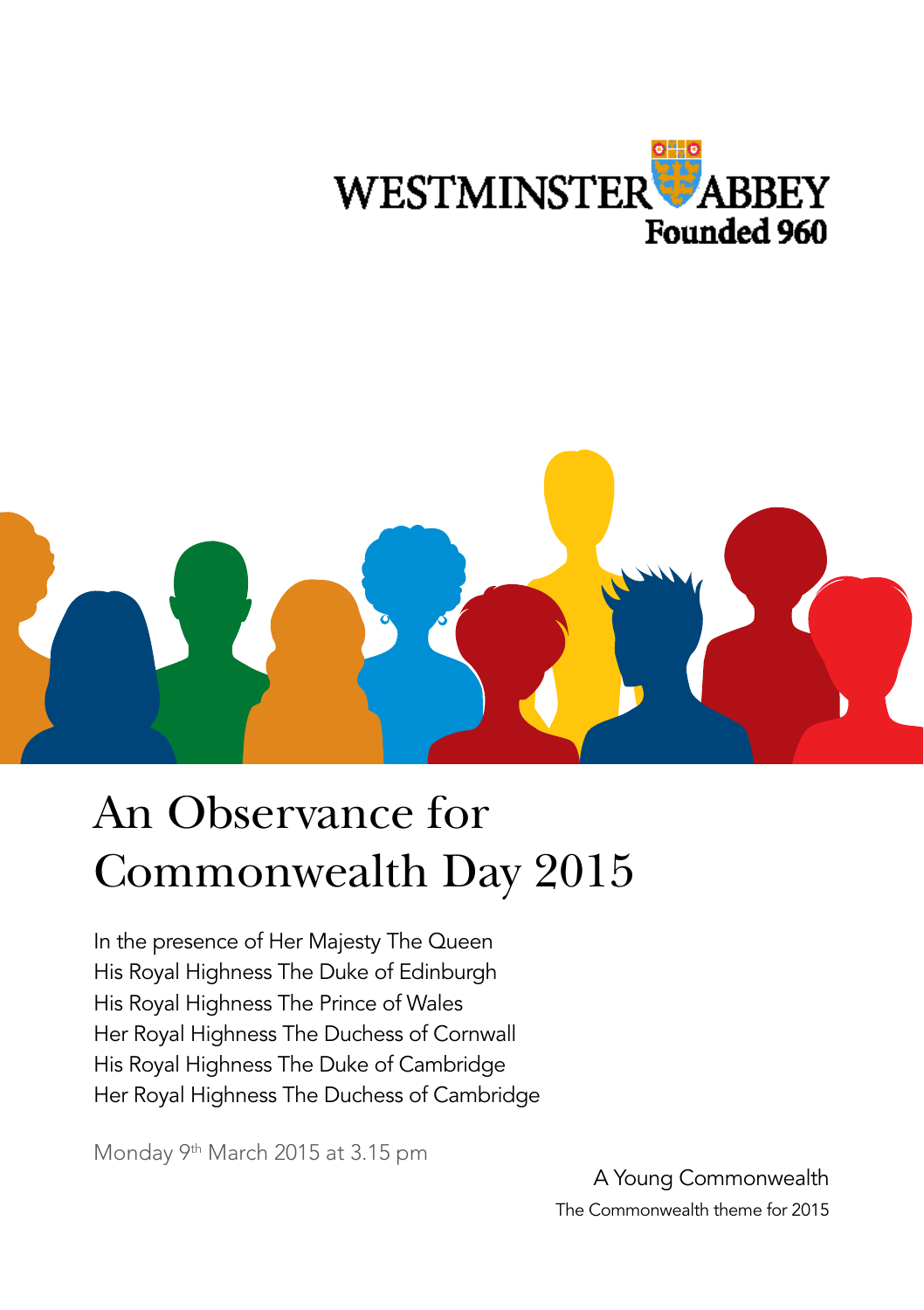WESTMINSTER ABBEY
Founded 960

# An Observance for Commonwealth Day 2015

In the presence of Her Majesty The Queen
His Royal Highness The Duke of Edinburgh
His Royal Highness The Prince of Wales
Her Royal Highness The Duchess of Cornwall
His Royal Highness The Duke of Cambridge
Her Royal Highness The Duchess of Cambridge

Monday 9th March 2015 at 3.15 pm

A Young Commonwealth
The Commonwealth theme for 2015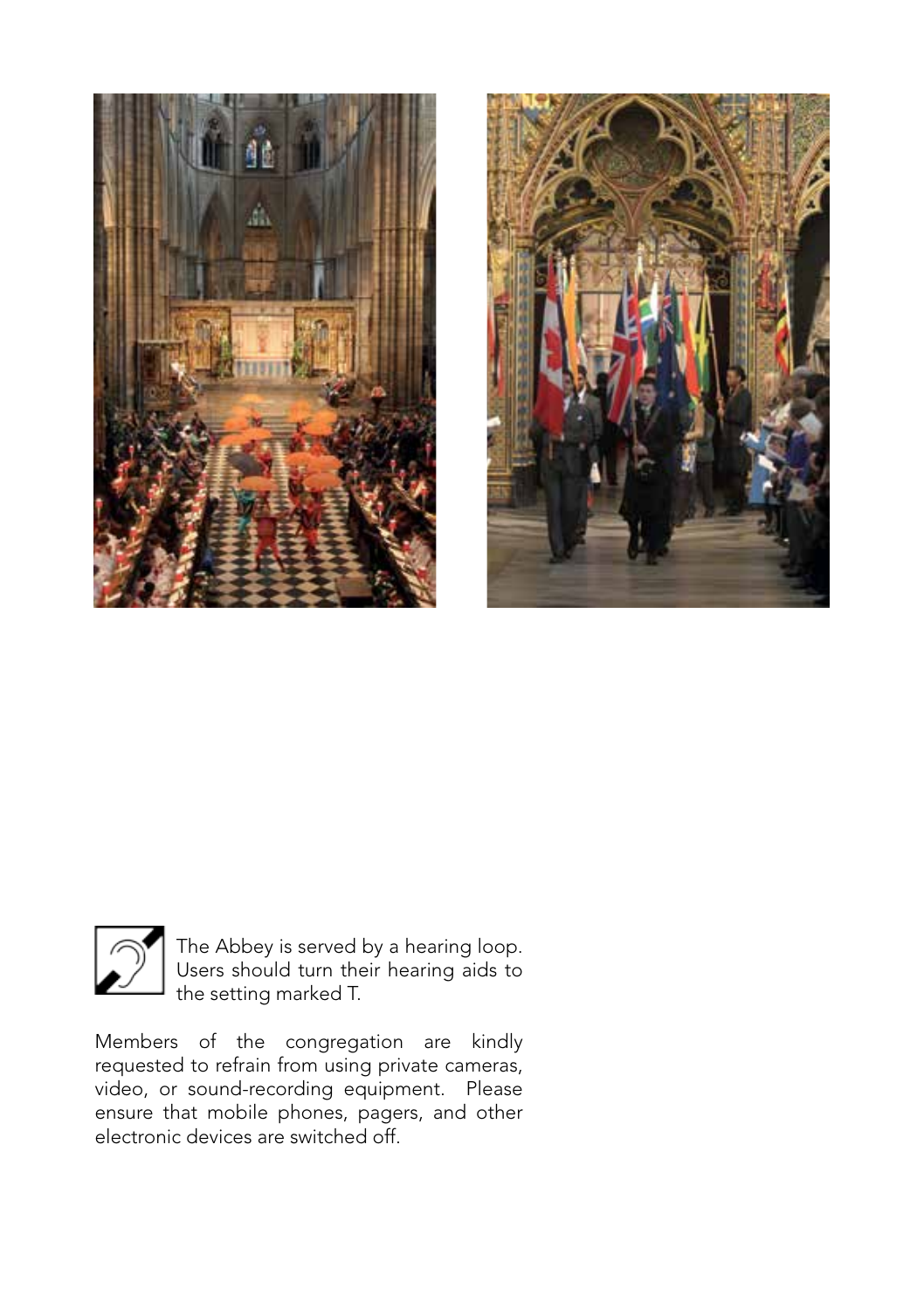The Abbey is served by a hearing loop. Users should turn their hearing aids to the setting marked T.

Members of the congregation are kindly requested to refrain from using private cameras, video, or sound-recording equipment. Please ensure that mobile phones, pagers, and other electronic devices are switched off.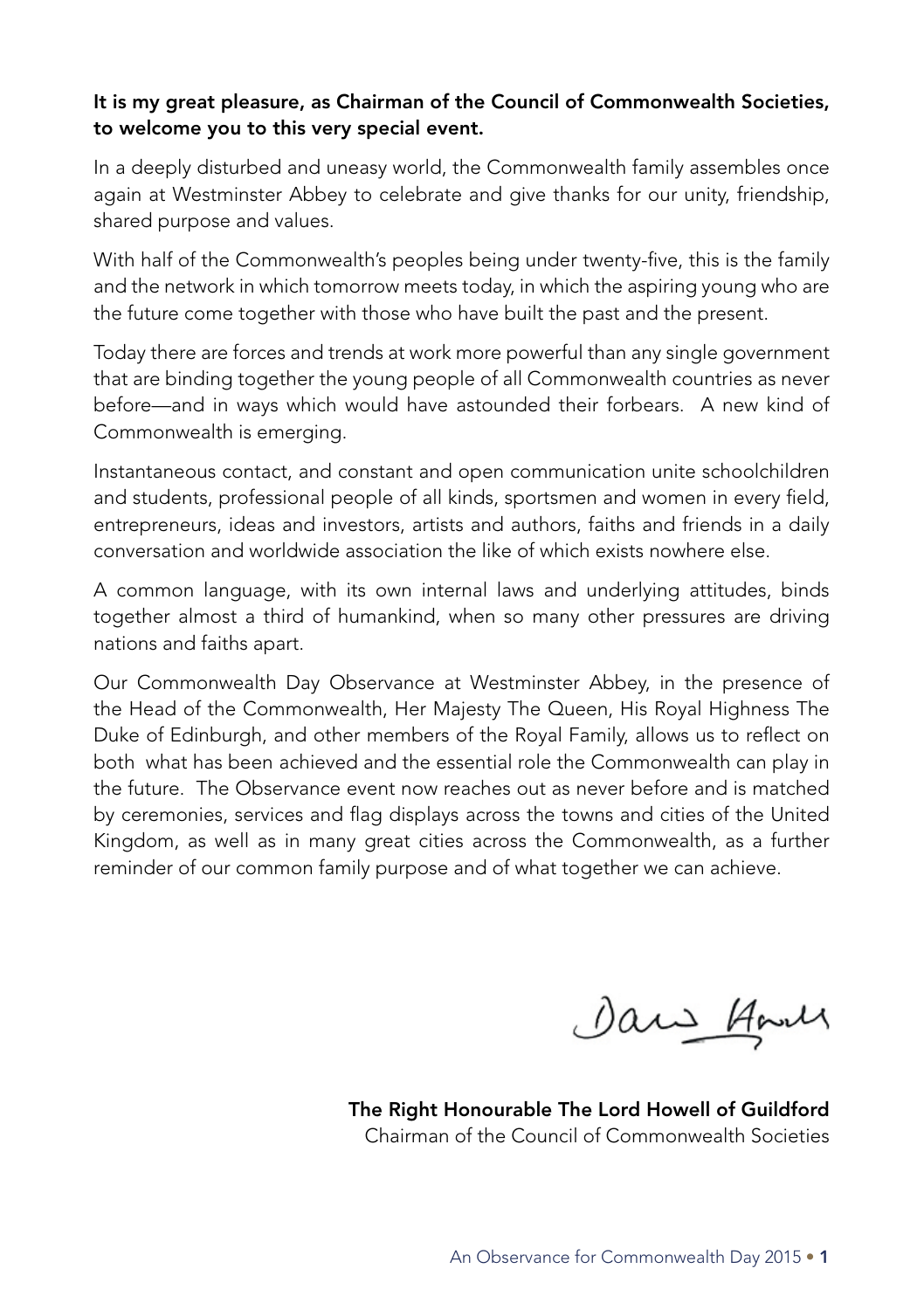**It is my great pleasure, as Chairman of the Council of Commonwealth Societies, to welcome you to this very special event.**

In a deeply disturbed and uneasy world, the Commonwealth family assembles once again at Westminster Abbey to celebrate and give thanks for our unity, friendship, shared purpose and values.

With half of the Commonwealth's peoples being under twenty-five, this is the family and the network in which tomorrow meets today, in which the aspiring young who are the future come together with those who have built the past and the present.

Today there are forces and trends at work more powerful than any single government that are binding together the young people of all Commonwealth countries as never before—and in ways which would have astounded their forbears. A new kind of Commonwealth is emerging.

Instantaneous contact, and constant and open communication unite schoolchildren and students, professional people of all kinds, sportsmen and women in every field, entrepreneurs, ideas and investors, artists and authors, faiths and friends in a daily conversation and worldwide association the like of which exists nowhere else.

A common language, with its own internal laws and underlying attitudes, binds together almost a third of humankind, when so many other pressures are driving nations and faiths apart.

Our Commonwealth Day Observance at Westminster Abbey, in the presence of the Head of the Commonwealth, Her Majesty The Queen, His Royal Highness The Duke of Edinburgh, and other members of the Royal Family, allows us to reflect on both what has been achieved and the essential role the Commonwealth can play in the future. The Observance event now reaches out as never before and is matched by ceremonies, services and flag displays across the towns and cities of the United Kingdom, as well as in many great cities across the Commonwealth, as a further reminder of our common family purpose and of what together we can achieve.

**The Right Honourable The Lord Howell of Guildford**
Chairman of the Council of Commonwealth Societies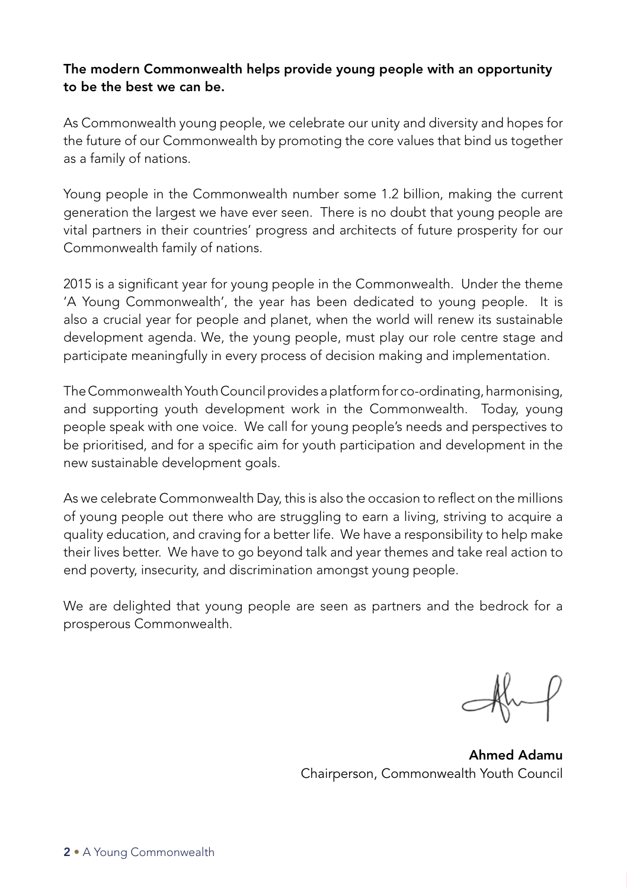**The modern Commonwealth helps provide young people with an opportunity to be the best we can be.**

As Commonwealth young people, we celebrate our unity and diversity and hopes for the future of our Commonwealth by promoting the core values that bind us together as a family of nations.

Young people in the Commonwealth number some 1.2 billion, making the current generation the largest we have ever seen. There is no doubt that young people are vital partners in their countries' progress and architects of future prosperity for our Commonwealth family of nations.

2015 is a significant year for young people in the Commonwealth. Under the theme 'A Young Commonwealth', the year has been dedicated to young people. It is also a crucial year for people and planet, when the world will renew its sustainable development agenda. We, the young people, must play our role centre stage and participate meaningfully in every process of decision making and implementation.

The Commonwealth Youth Council provides a platform for co-ordinating, harmonising, and supporting youth development work in the Commonwealth. Today, young people speak with one voice. We call for young people's needs and perspectives to be prioritised, and for a specific aim for youth participation and development in the new sustainable development goals.

As we celebrate Commonwealth Day, this is also the occasion to reflect on the millions of young people out there who are struggling to earn a living, striving to acquire a quality education, and craving for a better life. We have a responsibility to help make their lives better. We have to go beyond talk and year themes and take real action to end poverty, insecurity, and discrimination amongst young people.

We are delighted that young people are seen as partners and the bedrock for a prosperous Commonwealth.

**Ahmed Adamu**
Chairperson, Commonwealth Youth Council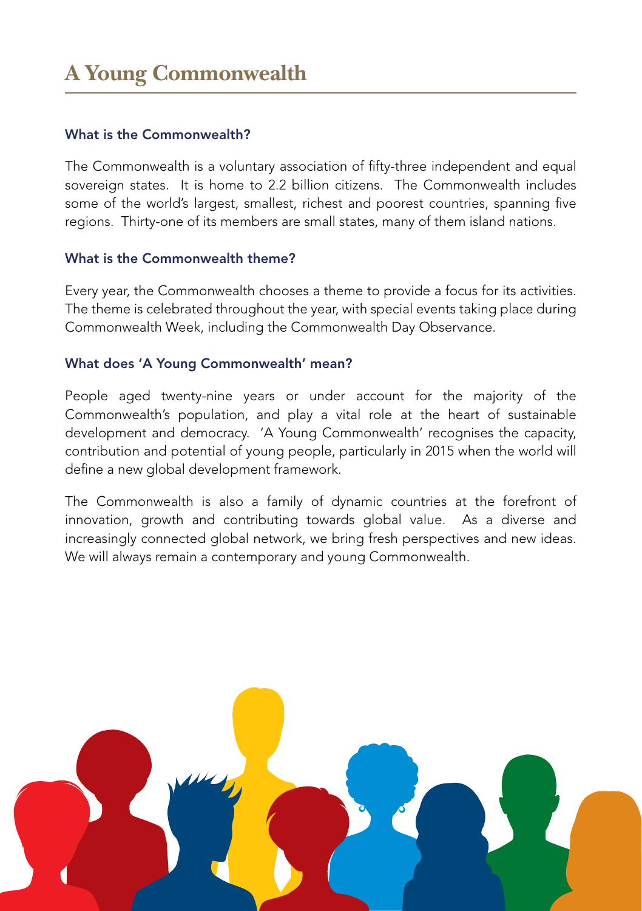# A Young Commonwealth

### What is the Commonwealth?

The Commonwealth is a voluntary association of fifty-three independent and equal sovereign states. It is home to 2.2 billion citizens. The Commonwealth includes some of the world's largest, smallest, richest and poorest countries, spanning five regions. Thirty-one of its members are small states, many of them island nations.

### What is the Commonwealth theme?

Every year, the Commonwealth chooses a theme to provide a focus for its activities. The theme is celebrated throughout the year, with special events taking place during Commonwealth Week, including the Commonwealth Day Observance.

### What does 'A Young Commonwealth' mean?

People aged twenty-nine years or under account for the majority of the Commonwealth's population, and play a vital role at the heart of sustainable development and democracy. 'A Young Commonwealth' recognises the capacity, contribution and potential of young people, particularly in 2015 when the world will define a new global development framework.

The Commonwealth is also a family of dynamic countries at the forefront of innovation, growth and contributing towards global value. As a diverse and increasingly connected global network, we bring fresh perspectives and new ideas. We will always remain a contemporary and young Commonwealth.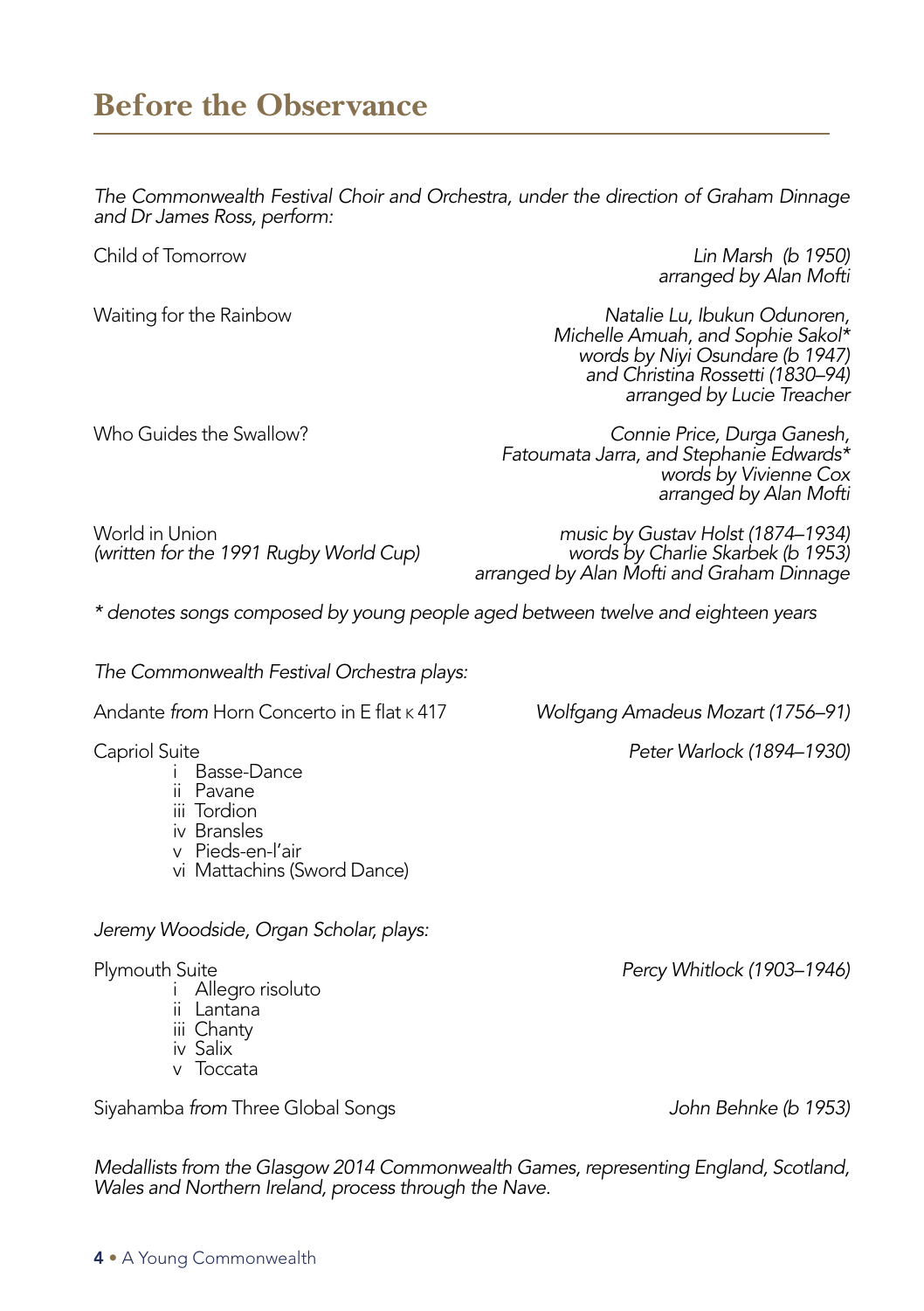## Before the Observance

*The Commonwealth Festival Choir and Orchestra, under the direction of Graham Dinnage and Dr James Ross, perform:*

Child of Tomorrow — *Lin Marsh (b 1950)*
*arranged by Alan Mofti*

Waiting for the Rainbow — *Natalie Lu, Ibukun Odunoren, Michelle Amuah, and Sophie Sakol**
*words by Niyi Osundare (b 1947) and Christina Rossetti (1830–94)*
*arranged by Lucie Treacher*

Who Guides the Swallow? — *Connie Price, Durga Ganesh, Fatoumata Jarra, and Stephanie Edwards**
*words by Vivienne Cox*
*arranged by Alan Mofti*

World in Union
*(written for the 1991 Rugby World Cup)* — *music by Gustav Holst (1874–1934)*
*words by Charlie Skarbek (b 1953)*
*arranged by Alan Mofti and Graham Dinnage*

*\* denotes songs composed by young people aged between twelve and eighteen years*

*The Commonwealth Festival Orchestra plays:*

Andante *from* Horn Concerto in E flat K 417 — *Wolfgang Amadeus Mozart (1756–91)*

Capriol Suite — *Peter Warlock (1894–1930)*

- i Basse-Dance
- ii Pavane
- iii Tordion
- iv Bransles
- v Pieds-en-l'air
- vi Mattachins (Sword Dance)

*Jeremy Woodside, Organ Scholar, plays:*

Plymouth Suite — *Percy Whitlock (1903–1946)*

- i Allegro risoluto
- ii Lantana
- iii Chanty
- iv Salix
- v Toccata

Siyahamba *from* Three Global Songs — *John Behnke (b 1953)*

*Medallists from the Glasgow 2014 Commonwealth Games, representing England, Scotland, Wales and Northern Ireland, process through the Nave.*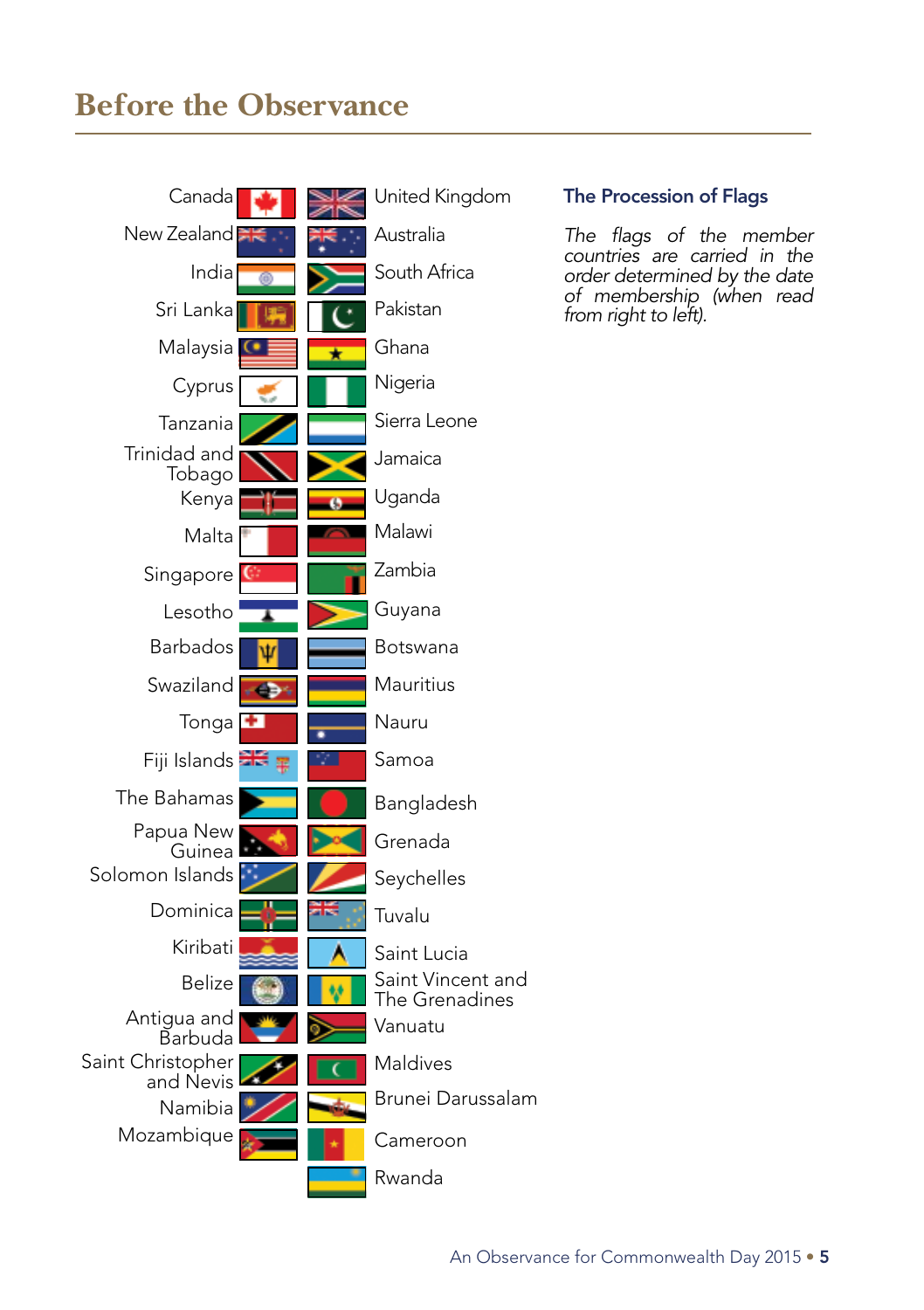# Before the Observance

| | |
|---|---|
| Canada | United Kingdom |
| New Zealand | Australia |
| India | South Africa |
| Sri Lanka | Pakistan |
| Malaysia | Ghana |
| Cyprus | Nigeria |
| Tanzania | Sierra Leone |
| Trinidad and Tobago | Jamaica |
| Kenya | Uganda |
| Malta | Malawi |
| Singapore | Zambia |
| Lesotho | Guyana |
| Barbados | Botswana |
| Swaziland | Mauritius |
| Tonga | Nauru |
| Fiji Islands | Samoa |
| The Bahamas | Bangladesh |
| Papua New Guinea | Grenada |
| Solomon Islands | Seychelles |
| Dominica | Tuvalu |
| Kiribati | Saint Lucia |
| Belize | Saint Vincent and The Grenadines |
| Antigua and Barbuda | Vanuatu |
| Saint Christopher and Nevis | Maldives |
| Namibia | Brunei Darussalam |
| Mozambique | Cameroon |
| | Rwanda |

## The Procession of Flags

*The flags of the member countries are carried in the order determined by the date of membership (when read from right to left).*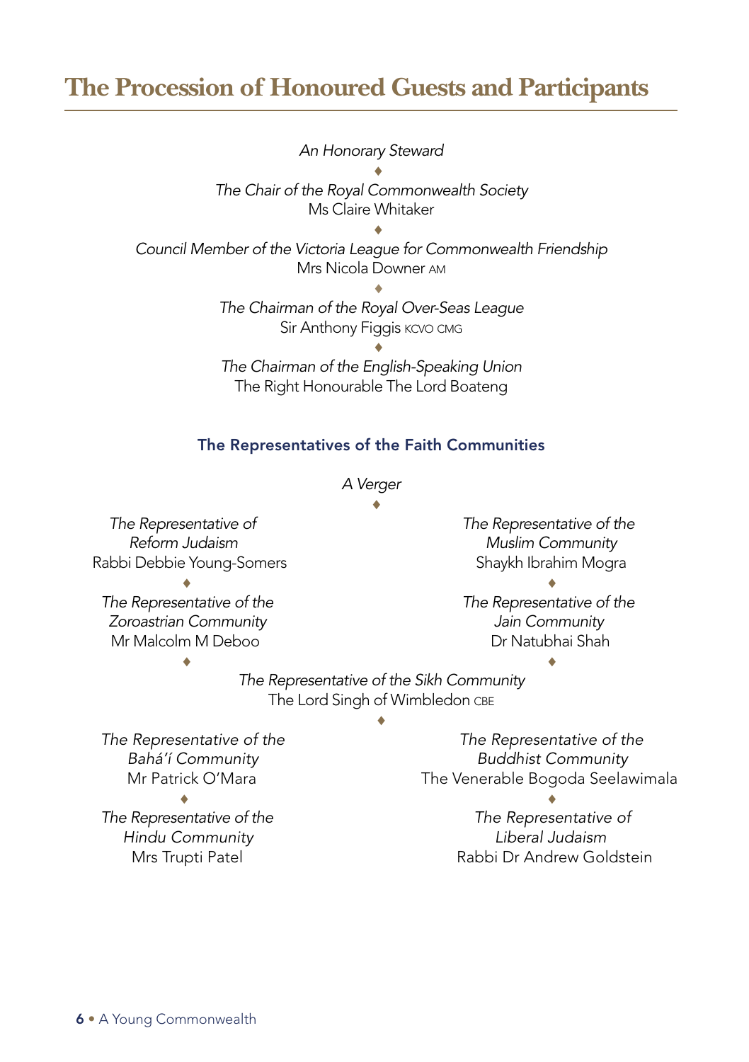# The Procession of Honoured Guests and Participants

*An Honorary Steward*

♦

*The Chair of the Royal Commonwealth Society*
Ms Claire Whitaker

♦

*Council Member of the Victoria League for Commonwealth Friendship*
Mrs Nicola Downer AM

♦

*The Chairman of the Royal Over-Seas League*
Sir Anthony Figgis KCVO CMG

♦

*The Chairman of the English-Speaking Union*
The Right Honourable The Lord Boateng

### The Representatives of the Faith Communities

*A Verger*

♦

*The Representative of Reform Judaism*
Rabbi Debbie Young-Somers

*The Representative of the Muslim Community*
Shaykh Ibrahim Mogra

♦

*The Representative of the Zoroastrian Community*
Mr Malcolm M Deboo

*The Representative of the Jain Community*
Dr Natubhai Shah

♦

*The Representative of the Sikh Community*
The Lord Singh of Wimbledon CBE

♦

*The Representative of the Bahá'í Community*
Mr Patrick O'Mara

*The Representative of the Buddhist Community*
The Venerable Bogoda Seelawimala

♦

*The Representative of the Hindu Community*
Mrs Trupti Patel

*The Representative of Liberal Judaism*
Rabbi Dr Andrew Goldstein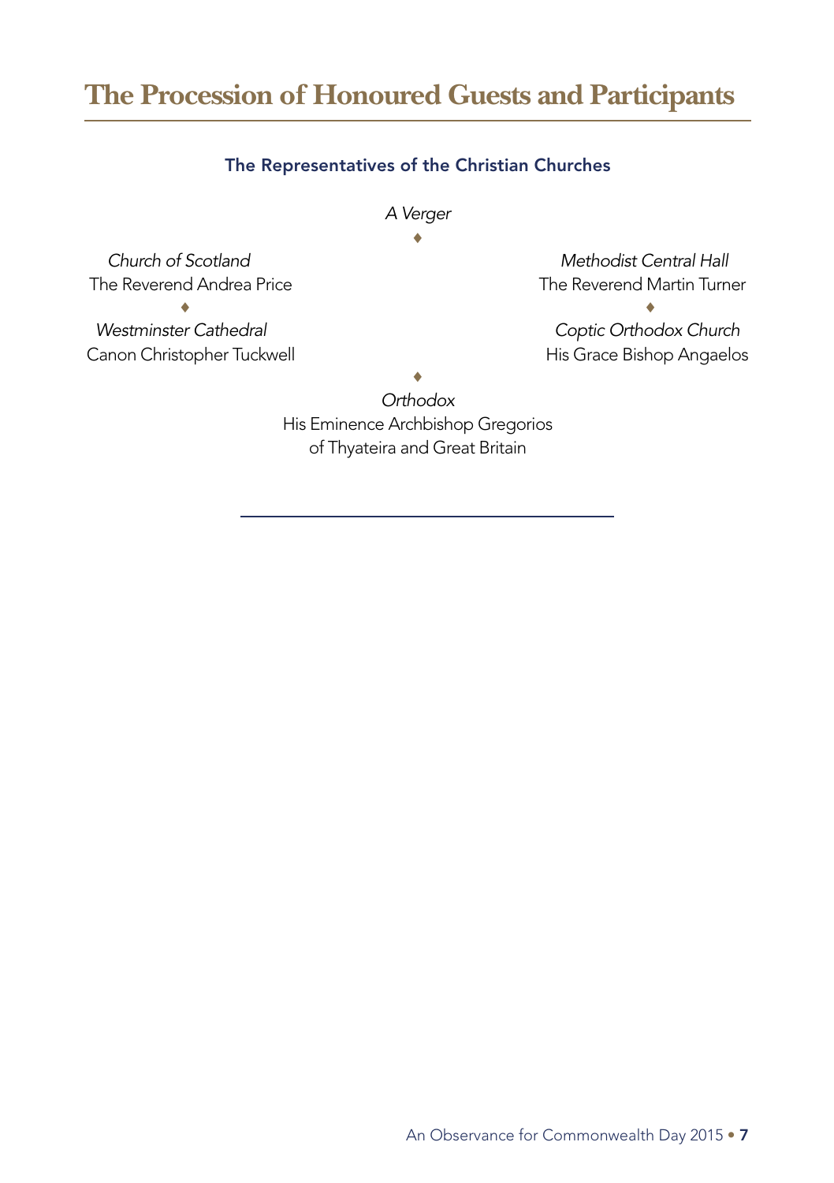# The Procession of Honoured Guests and Participants

### The Representatives of the Christian Churches

*A Verger*

♦

*Church of Scotland*
The Reverend Andrea Price

♦

*Westminster Cathedral*
Canon Christopher Tuckwell

*Methodist Central Hall*
The Reverend Martin Turner

♦

*Coptic Orthodox Church*
His Grace Bishop Angaelos

♦

*Orthodox*
His Eminence Archbishop Gregorios
of Thyateira and Great Britain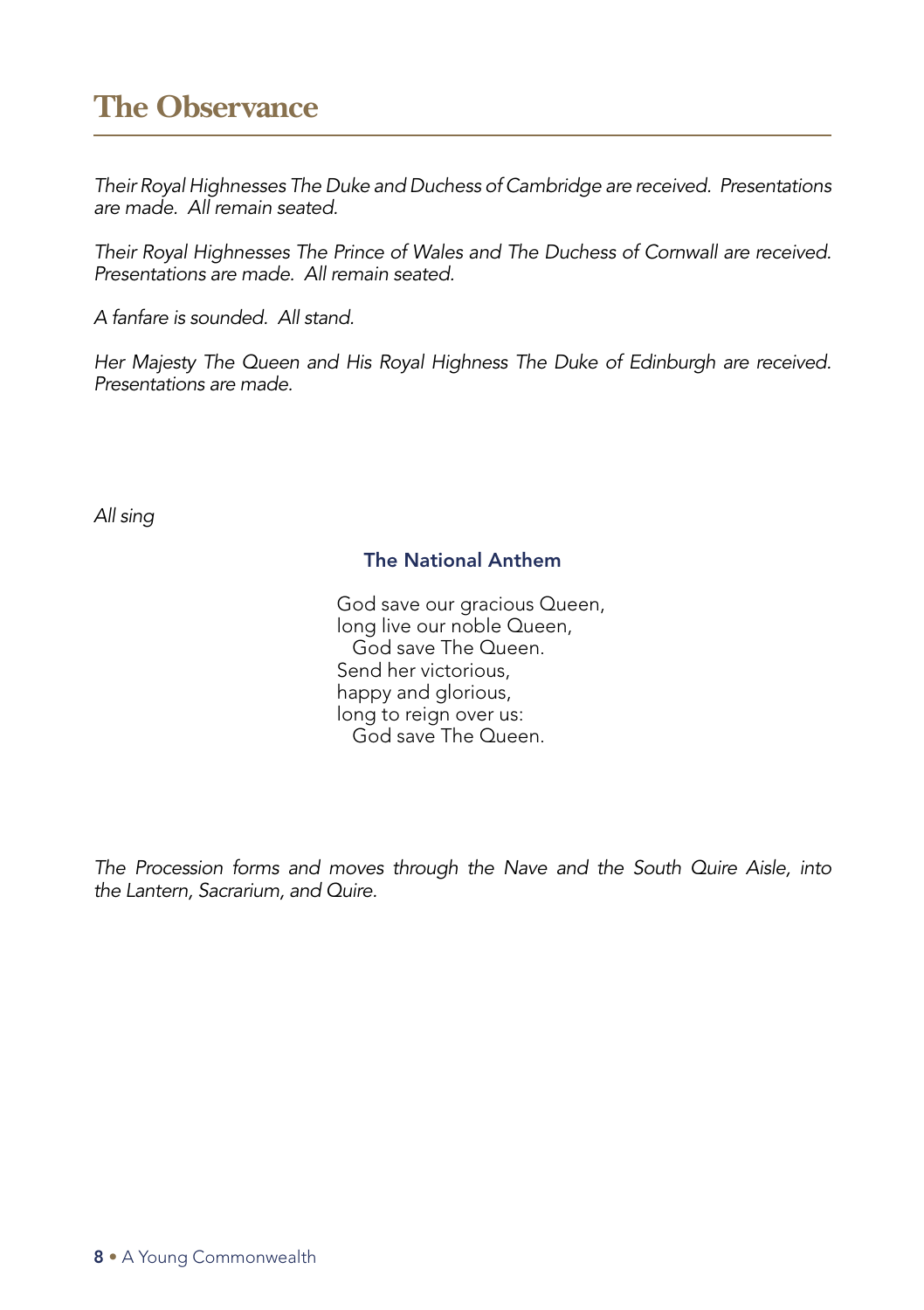# The Observance

*Their Royal Highnesses The Duke and Duchess of Cambridge are received. Presentations are made. All remain seated.*

*Their Royal Highnesses The Prince of Wales and The Duchess of Cornwall are received. Presentations are made. All remain seated.*

*A fanfare is sounded. All stand.*

*Her Majesty The Queen and His Royal Highness The Duke of Edinburgh are received. Presentations are made.*

*All sing*

### The National Anthem

God save our gracious Queen,
long live our noble Queen,
  God save The Queen.
Send her victorious,
happy and glorious,
long to reign over us:
  God save The Queen.

*The Procession forms and moves through the Nave and the South Quire Aisle, into the Lantern, Sacrarium, and Quire.*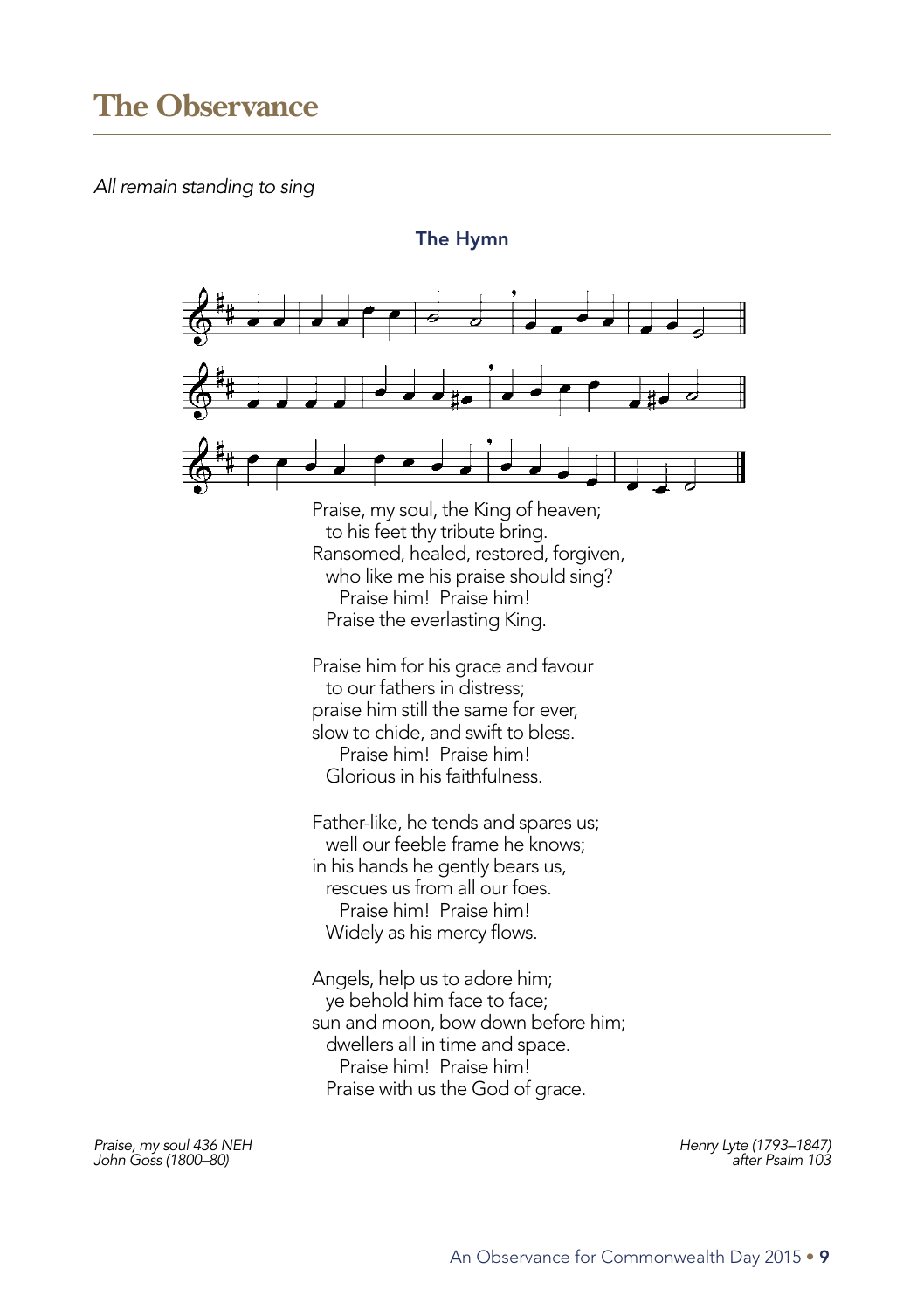# The Observance

*All remain standing to sing*

### The Hymn

Praise, my soul, the King of heaven;
  to his feet thy tribute bring.
Ransomed, healed, restored, forgiven,
  who like me his praise should sing?
    Praise him!  Praise him!
  Praise the everlasting King.

Praise him for his grace and favour
  to our fathers in distress;
praise him still the same for ever,
slow to chide, and swift to bless.
    Praise him!  Praise him!
  Glorious in his faithfulness.

Father-like, he tends and spares us;
  well our feeble frame he knows;
in his hands he gently bears us,
  rescues us from all our foes.
    Praise him!  Praise him!
  Widely as his mercy flows.

Angels, help us to adore him;
  ye behold him face to face;
sun and moon, bow down before him;
  dwellers all in time and space.
    Praise him!  Praise him!
  Praise with us the God of grace.

*Praise, my soul 436 NEH*
*John Goss (1800–80)*

*Henry Lyte (1793–1847)*
*after Psalm 103*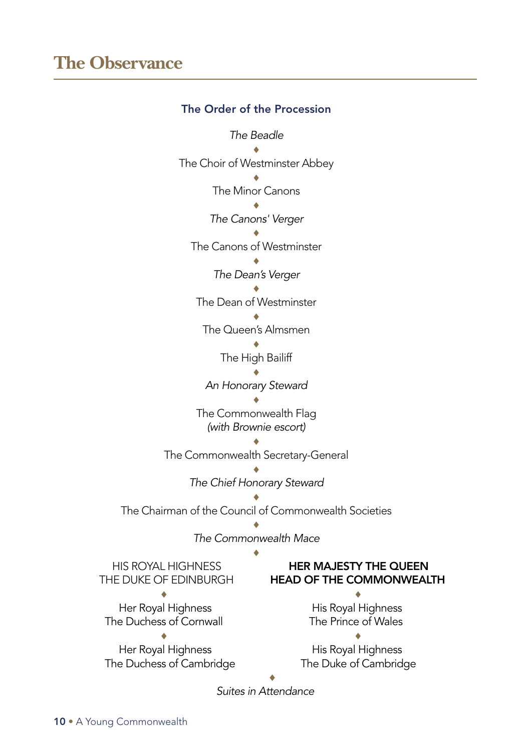# The Observance

## The Order of the Procession

*The Beadle*

♦

The Choir of Westminster Abbey

♦

The Minor Canons

♦

*The Canons' Verger*

♦

The Canons of Westminster

♦

*The Dean's Verger*

♦

The Dean of Westminster

♦

The Queen's Almsmen

♦

The High Bailiff

♦

*An Honorary Steward*

♦

The Commonwealth Flag
*(with Brownie escort)*

♦

The Commonwealth Secretary-General

♦

*The Chief Honorary Steward*

♦

The Chairman of the Council of Commonwealth Societies

♦

*The Commonwealth Mace*

♦

HIS ROYAL HIGHNESS
THE DUKE OF EDINBURGH

♦

Her Royal Highness
The Duchess of Cornwall

♦

Her Royal Highness
The Duchess of Cambridge

**HER MAJESTY THE QUEEN**
**HEAD OF THE COMMONWEALTH**

♦

His Royal Highness
The Prince of Wales

♦

His Royal Highness
The Duke of Cambridge

♦

*Suites in Attendance*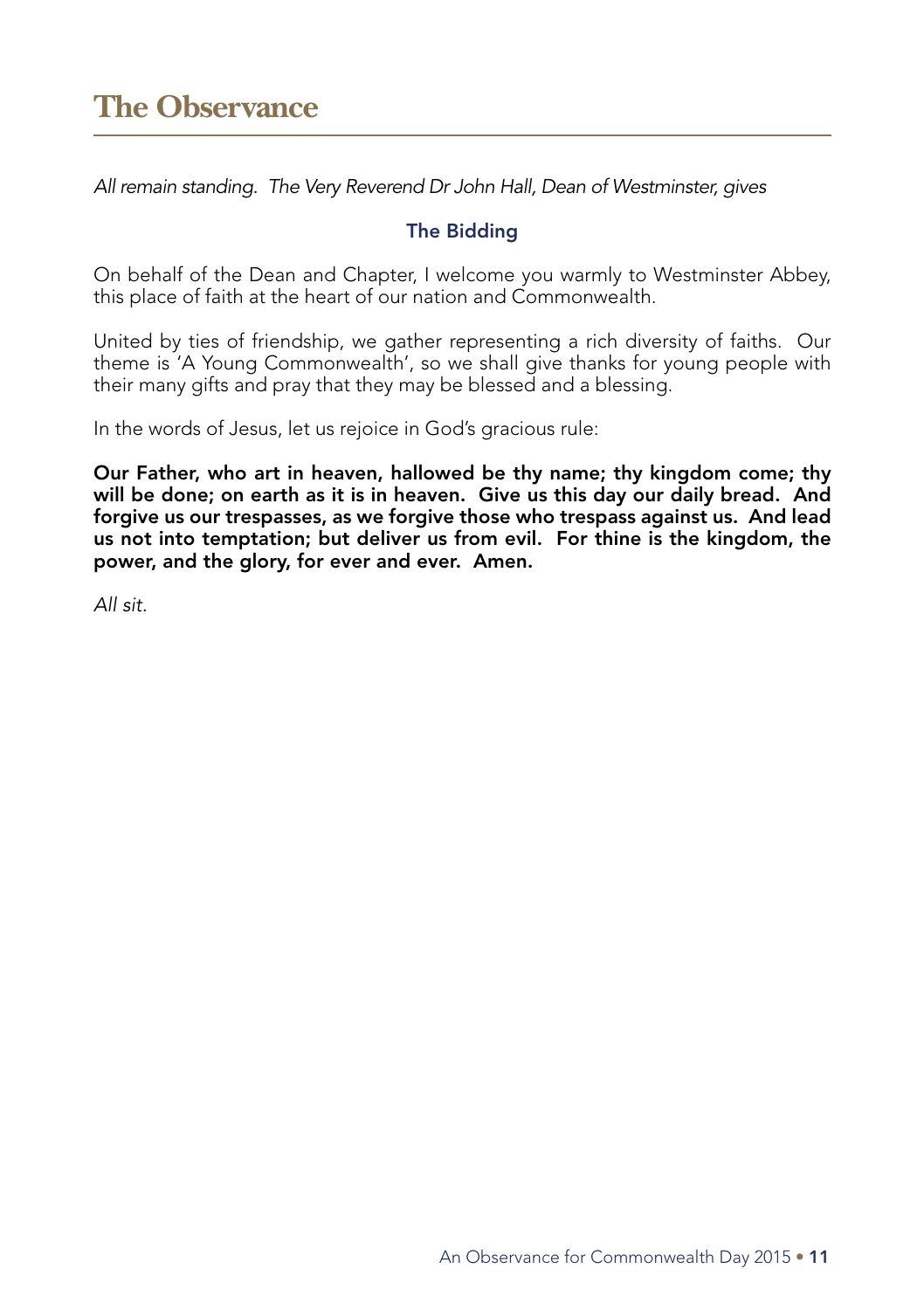# The Observance

*All remain standing. The Very Reverend Dr John Hall, Dean of Westminster, gives*

### The Bidding

On behalf of the Dean and Chapter, I welcome you warmly to Westminster Abbey, this place of faith at the heart of our nation and Commonwealth.

United by ties of friendship, we gather representing a rich diversity of faiths. Our theme is 'A Young Commonwealth', so we shall give thanks for young people with their many gifts and pray that they may be blessed and a blessing.

In the words of Jesus, let us rejoice in God's gracious rule:

**Our Father, who art in heaven, hallowed be thy name; thy kingdom come; thy will be done; on earth as it is in heaven. Give us this day our daily bread. And forgive us our trespasses, as we forgive those who trespass against us. And lead us not into temptation; but deliver us from evil. For thine is the kingdom, the power, and the glory, for ever and ever. Amen.**

*All sit.*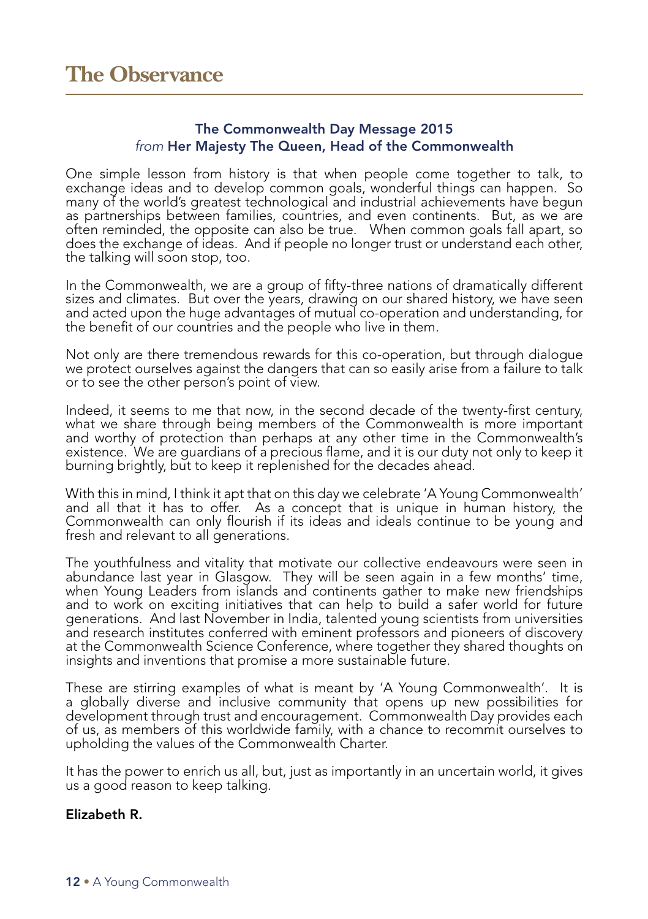# The Observance

### The Commonwealth Day Message 2015
### *from* Her Majesty The Queen, Head of the Commonwealth

One simple lesson from history is that when people come together to talk, to exchange ideas and to develop common goals, wonderful things can happen. So many of the world's greatest technological and industrial achievements have begun as partnerships between families, countries, and even continents. But, as we are often reminded, the opposite can also be true. When common goals fall apart, so does the exchange of ideas. And if people no longer trust or understand each other, the talking will soon stop, too.

In the Commonwealth, we are a group of fifty-three nations of dramatically different sizes and climates. But over the years, drawing on our shared history, we have seen and acted upon the huge advantages of mutual co-operation and understanding, for the benefit of our countries and the people who live in them.

Not only are there tremendous rewards for this co-operation, but through dialogue we protect ourselves against the dangers that can so easily arise from a failure to talk or to see the other person's point of view.

Indeed, it seems to me that now, in the second decade of the twenty-first century, what we share through being members of the Commonwealth is more important and worthy of protection than perhaps at any other time in the Commonwealth's existence. We are guardians of a precious flame, and it is our duty not only to keep it burning brightly, but to keep it replenished for the decades ahead.

With this in mind, I think it apt that on this day we celebrate 'A Young Commonwealth' and all that it has to offer. As a concept that is unique in human history, the Commonwealth can only flourish if its ideas and ideals continue to be young and fresh and relevant to all generations.

The youthfulness and vitality that motivate our collective endeavours were seen in abundance last year in Glasgow. They will be seen again in a few months' time, when Young Leaders from islands and continents gather to make new friendships and to work on exciting initiatives that can help to build a safer world for future generations. And last November in India, talented young scientists from universities and research institutes conferred with eminent professors and pioneers of discovery at the Commonwealth Science Conference, where together they shared thoughts on insights and inventions that promise a more sustainable future.

These are stirring examples of what is meant by 'A Young Commonwealth'. It is a globally diverse and inclusive community that opens up new possibilities for development through trust and encouragement. Commonwealth Day provides each of us, as members of this worldwide family, with a chance to recommit ourselves to upholding the values of the Commonwealth Charter.

It has the power to enrich us all, but, just as importantly in an uncertain world, it gives us a good reason to keep talking.

**Elizabeth R.**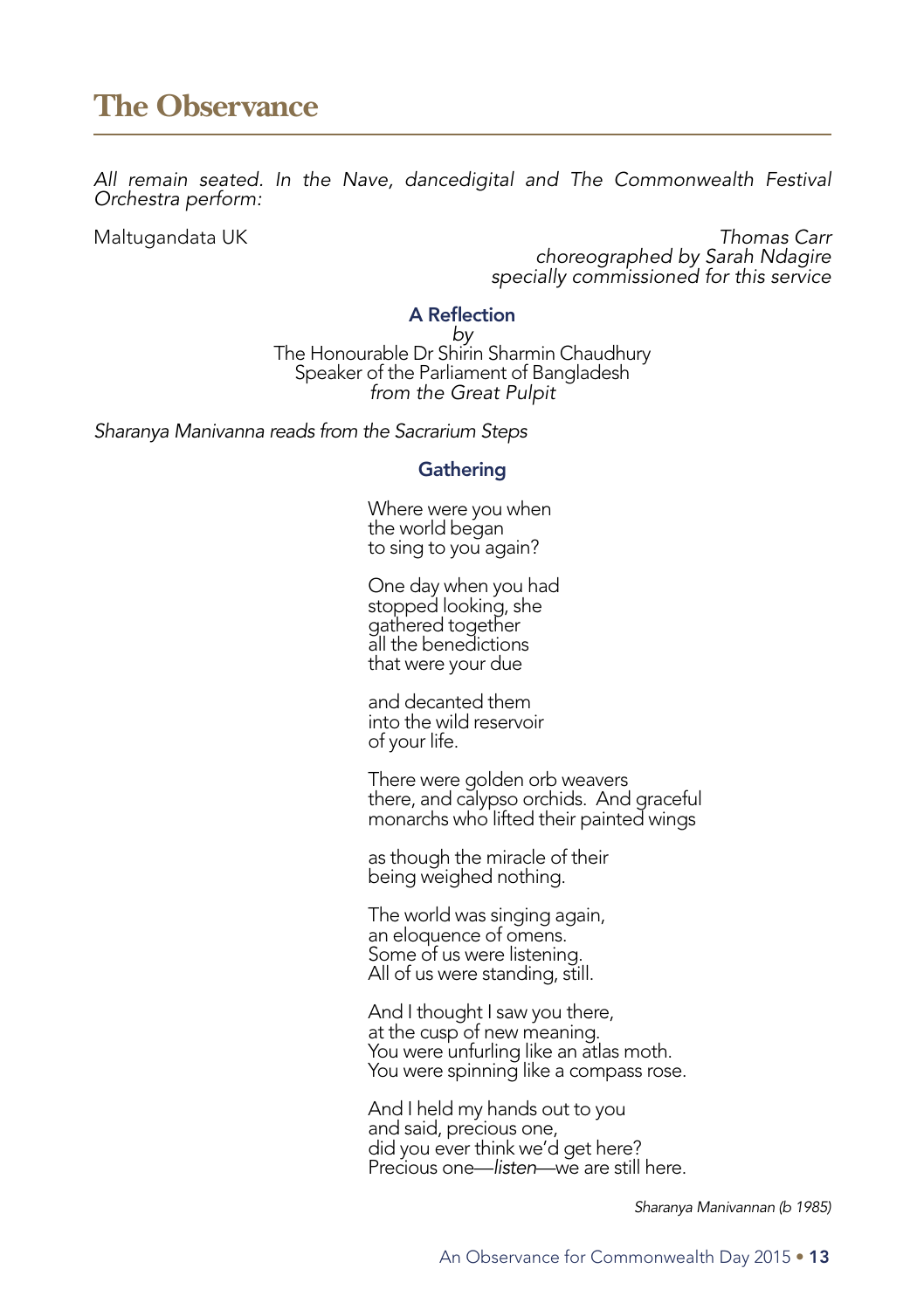# The Observance

*All remain seated. In the Nave, dancedigital and The Commonwealth Festival Orchestra perform:*

Maltugandata UK — *Thomas Carr*
*choreographed by Sarah Ndagire*
*specially commissioned for this service*

### A Reflection

*by*
The Honourable Dr Shirin Sharmin Chaudhury
Speaker of the Parliament of Bangladesh
*from the Great Pulpit*

*Sharanya Manivanna reads from the Sacrarium Steps*

### Gathering

Where were you when
the world began
to sing to you again?

One day when you had
stopped looking, she
gathered together
all the benedictions
that were your due

and decanted them
into the wild reservoir
of your life.

There were golden orb weavers
there, and calypso orchids. And graceful
monarchs who lifted their painted wings

as though the miracle of their
being weighed nothing.

The world was singing again,
an eloquence of omens.
Some of us were listening.
All of us were standing, still.

And I thought I saw you there,
at the cusp of new meaning.
You were unfurling like an atlas moth.
You were spinning like a compass rose.

And I held my hands out to you
and said, precious one,
did you ever think we'd get here?
Precious one—*listen*—we are still here.

*Sharanya Manivannan (b 1985)*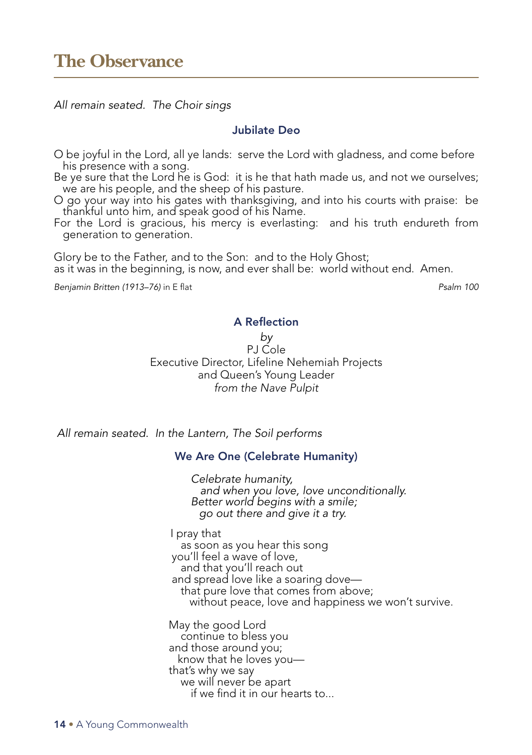# The Observance

*All remain seated. The Choir sings*

### Jubilate Deo

O be joyful in the Lord, all ye lands: serve the Lord with gladness, and come before his presence with a song.
Be ye sure that the Lord he is God: it is he that hath made us, and not we ourselves; we are his people, and the sheep of his pasture.
O go your way into his gates with thanksgiving, and into his courts with praise: be thankful unto him, and speak good of his Name.
For the Lord is gracious, his mercy is everlasting: and his truth endureth from generation to generation.

Glory be to the Father, and to the Son: and to the Holy Ghost;
as it was in the beginning, is now, and ever shall be: world without end. Amen.

*Benjamin Britten (1913–76)* in E flat — *Psalm 100*

### A Reflection

*by*
PJ Cole
Executive Director, Lifeline Nehemiah Projects
and Queen's Young Leader
*from the Nave Pulpit*

*All remain seated. In the Lantern, The Soil performs*

### We Are One (Celebrate Humanity)

*Celebrate humanity,*
*and when you love, love unconditionally.*
*Better world begins with a smile;*
*go out there and give it a try.*

I pray that
as soon as you hear this song
you'll feel a wave of love,
and that you'll reach out
and spread love like a soaring dove—
that pure love that comes from above;
without peace, love and happiness we won't survive.

May the good Lord
continue to bless you
and those around you;
know that he loves you—
that's why we say
we will never be apart
if we find it in our hearts to...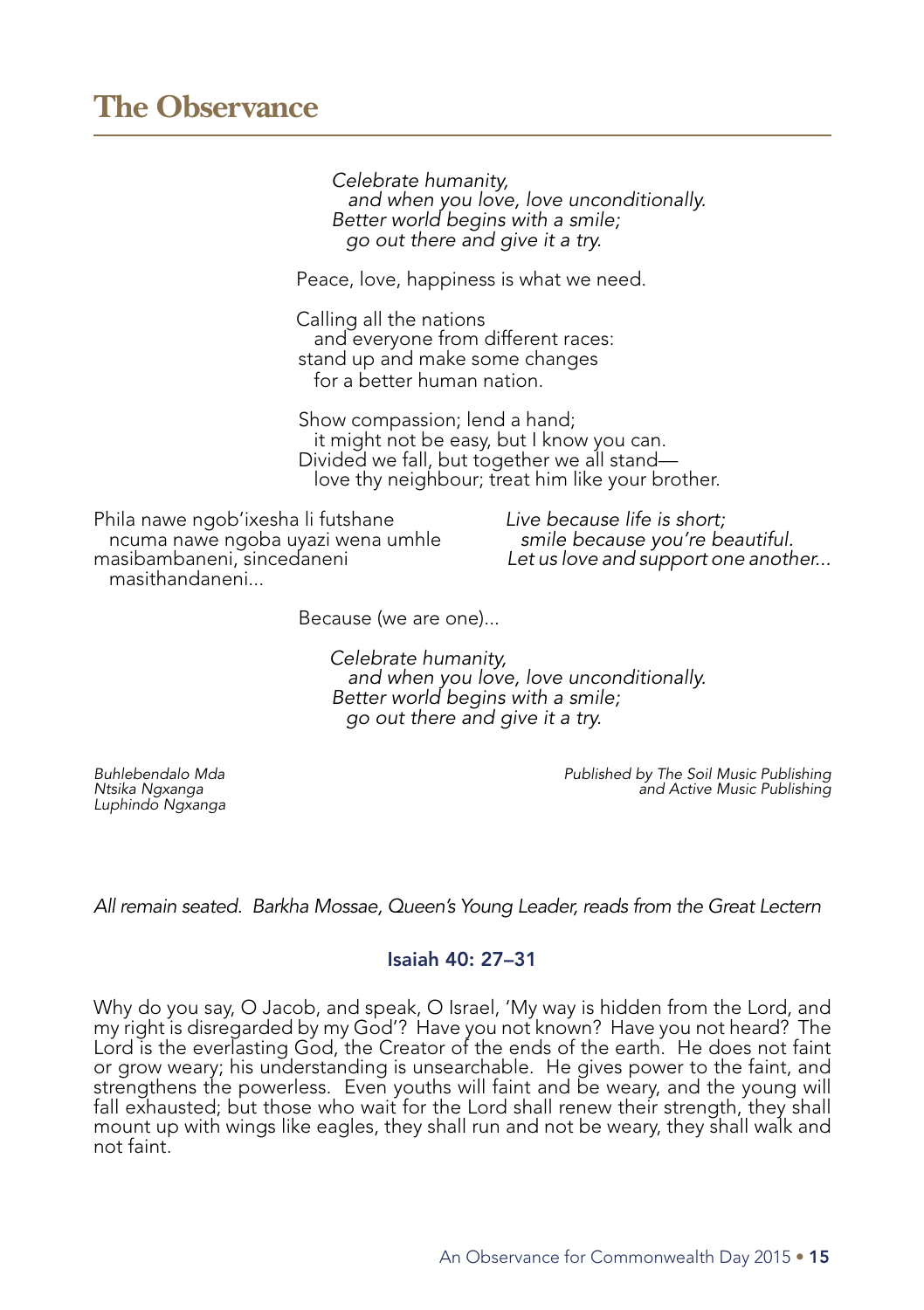## The Observance

*Celebrate humanity,*
*and when you love, love unconditionally.*
*Better world begins with a smile;*
*go out there and give it a try.*

Peace, love, happiness is what we need.

Calling all the nations
and everyone from different races:
stand up and make some changes
for a better human nation.

Show compassion; lend a hand;
it might not be easy, but I know you can.
Divided we fall, but together we all stand—
love thy neighbour; treat him like your brother.

Phila nawe ngob'ixesha li futshane
ncuma nawe ngoba uyazi wena umhle
masibambaneni, sincedaneni
masithandaneni...

*Live because life is short;*
*smile because you're beautiful.*
*Let us love and support one another...*

Because (we are one)...

*Celebrate humanity,*
*and when you love, love unconditionally.*
*Better world begins with a smile;*
*go out there and give it a try.*

*Buhlebendalo Mda*
*Ntsika Ngxanga*
*Luphindo Ngxanga*

*Published by The Soil Music Publishing*
*and Active Music Publishing*

*All remain seated. Barkha Mossae, Queen's Young Leader, reads from the Great Lectern*

### Isaiah 40: 27–31

Why do you say, O Jacob, and speak, O Israel, 'My way is hidden from the Lord, and my right is disregarded by my God'? Have you not known? Have you not heard? The Lord is the everlasting God, the Creator of the ends of the earth. He does not faint or grow weary; his understanding is unsearchable. He gives power to the faint, and strengthens the powerless. Even youths will faint and be weary, and the young will fall exhausted; but those who wait for the Lord shall renew their strength, they shall mount up with wings like eagles, they shall run and not be weary, they shall walk and not faint.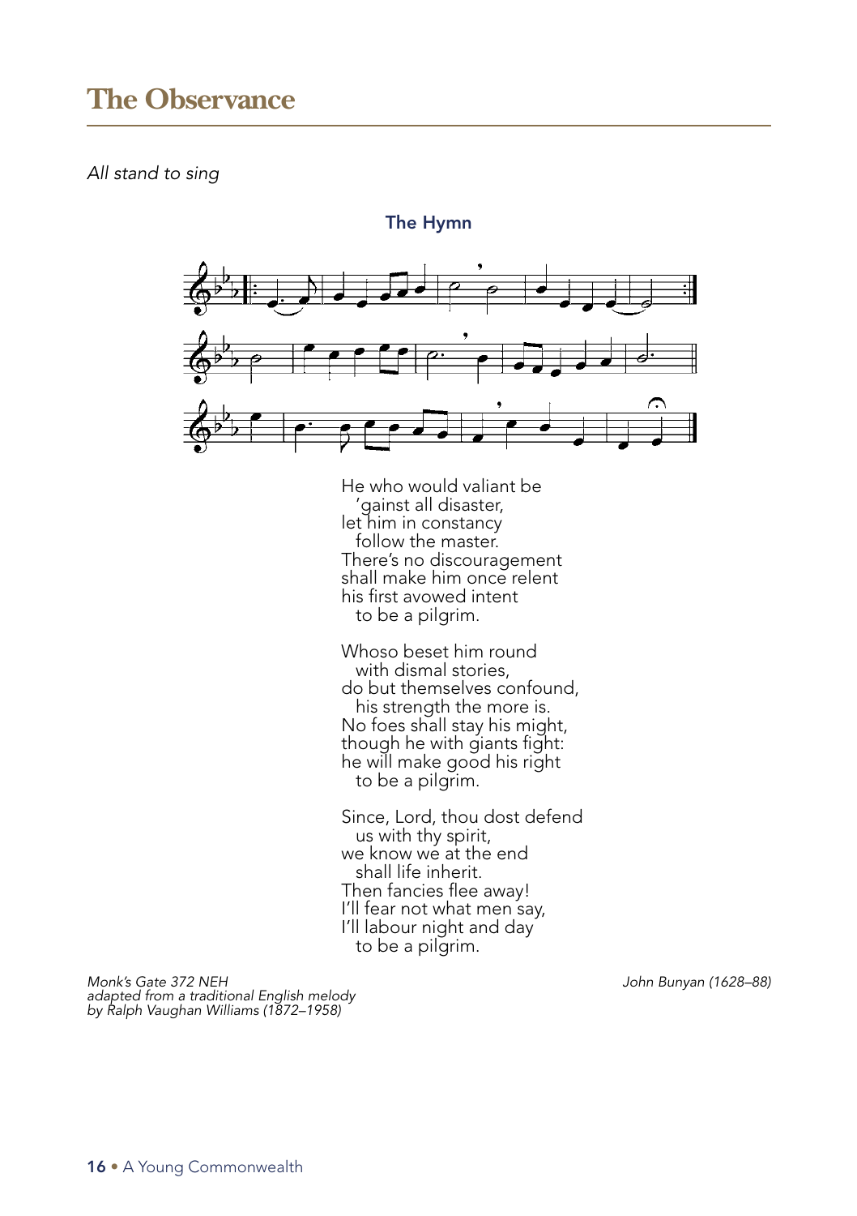# The Observance

*All stand to sing*

### The Hymn

He who would valiant be
  'gainst all disaster,
let him in constancy
  follow the master.
There's no discouragement
shall make him once relent
his first avowed intent
  to be a pilgrim.

Whoso beset him round
  with dismal stories,
do but themselves confound,
  his strength the more is.
No foes shall stay his might,
though he with giants fight:
he will make good his right
  to be a pilgrim.

Since, Lord, thou dost defend
  us with thy spirit,
we know we at the end
  shall life inherit.
Then fancies flee away!
I'll fear not what men say,
I'll labour night and day
  to be a pilgrim.

*Monk's Gate 372 NEH*
*adapted from a traditional English melody*
*by Ralph Vaughan Williams (1872–1958)*

*John Bunyan (1628–88)*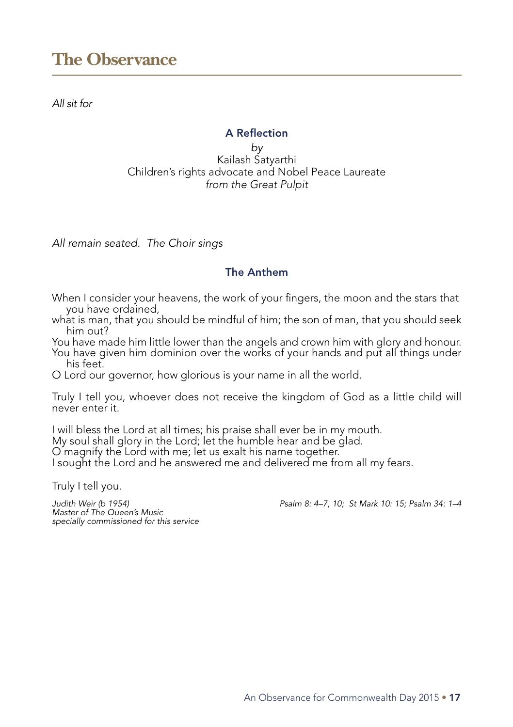# The Observance

*All sit for*

### A Reflection

*by*
Kailash Satyarthi
Children's rights advocate and Nobel Peace Laureate
*from the Great Pulpit*

*All remain seated. The Choir sings*

### The Anthem

When I consider your heavens, the work of your fingers, the moon and the stars that you have ordained,
what is man, that you should be mindful of him; the son of man, that you should seek him out?
You have made him little lower than the angels and crown him with glory and honour.
You have given him dominion over the works of your hands and put all things under his feet.
O Lord our governor, how glorious is your name in all the world.

Truly I tell you, whoever does not receive the kingdom of God as a little child will never enter it.

I will bless the Lord at all times; his praise shall ever be in my mouth.
My soul shall glory in the Lord; let the humble hear and be glad.
O magnify the Lord with me; let us exalt his name together.
I sought the Lord and he answered me and delivered me from all my fears.

Truly I tell you.

*Judith Weir (b 1954)*
*Master of The Queen's Music*
*specially commissioned for this service*

*Psalm 8: 4–7, 10; St Mark 10: 15; Psalm 34: 1–4*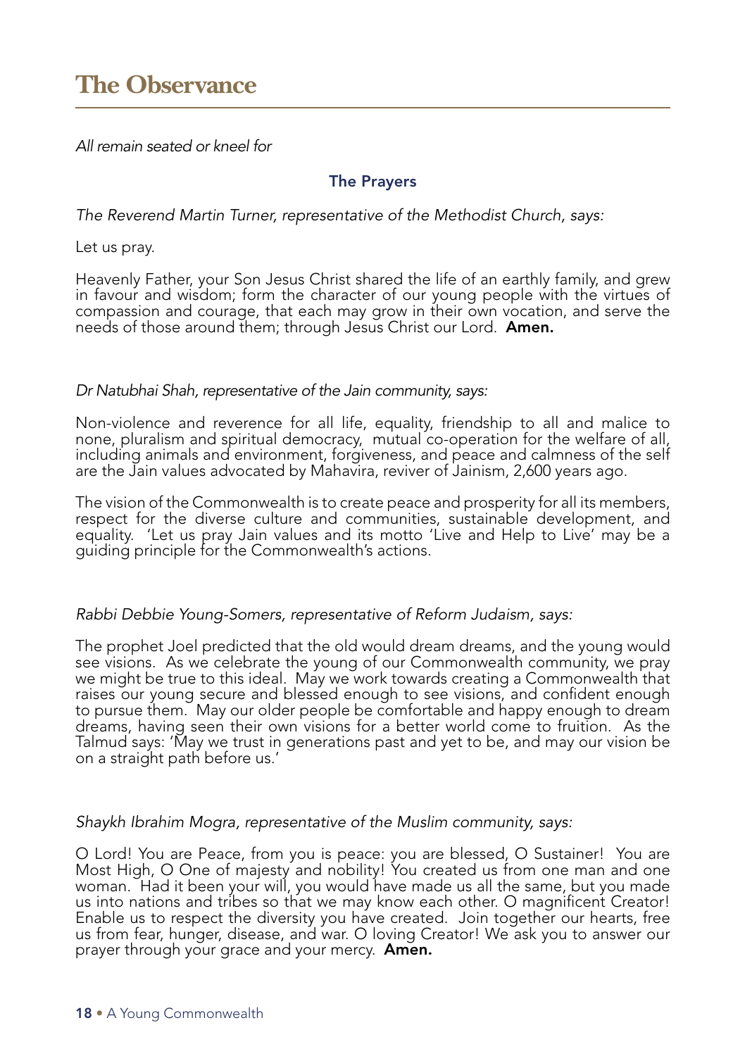# The Observance

*All remain seated or kneel for*

### The Prayers

*The Reverend Martin Turner, representative of the Methodist Church, says:*

Let us pray.

Heavenly Father, your Son Jesus Christ shared the life of an earthly family, and grew in favour and wisdom; form the character of our young people with the virtues of compassion and courage, that each may grow in their own vocation, and serve the needs of those around them; through Jesus Christ our Lord. **Amen.**

*Dr Natubhai Shah, representative of the Jain community, says:*

Non-violence and reverence for all life, equality, friendship to all and malice to none, pluralism and spiritual democracy, mutual co-operation for the welfare of all, including animals and environment, forgiveness, and peace and calmness of the self are the Jain values advocated by Mahavira, reviver of Jainism, 2,600 years ago.

The vision of the Commonwealth is to create peace and prosperity for all its members, respect for the diverse culture and communities, sustainable development, and equality. 'Let us pray Jain values and its motto 'Live and Help to Live' may be a guiding principle for the Commonwealth's actions.

*Rabbi Debbie Young-Somers, representative of Reform Judaism, says:*

The prophet Joel predicted that the old would dream dreams, and the young would see visions. As we celebrate the young of our Commonwealth community, we pray we might be true to this ideal. May we work towards creating a Commonwealth that raises our young secure and blessed enough to see visions, and confident enough to pursue them. May our older people be comfortable and happy enough to dream dreams, having seen their own visions for a better world come to fruition. As the Talmud says: 'May we trust in generations past and yet to be, and may our vision be on a straight path before us.'

*Shaykh Ibrahim Mogra, representative of the Muslim community, says:*

O Lord! You are Peace, from you is peace: you are blessed, O Sustainer! You are Most High, O One of majesty and nobility! You created us from one man and one woman. Had it been your will, you would have made us all the same, but you made us into nations and tribes so that we may know each other. O magnificent Creator! Enable us to respect the diversity you have created. Join together our hearts, free us from fear, hunger, disease, and war. O loving Creator! We ask you to answer our prayer through your grace and your mercy. **Amen.**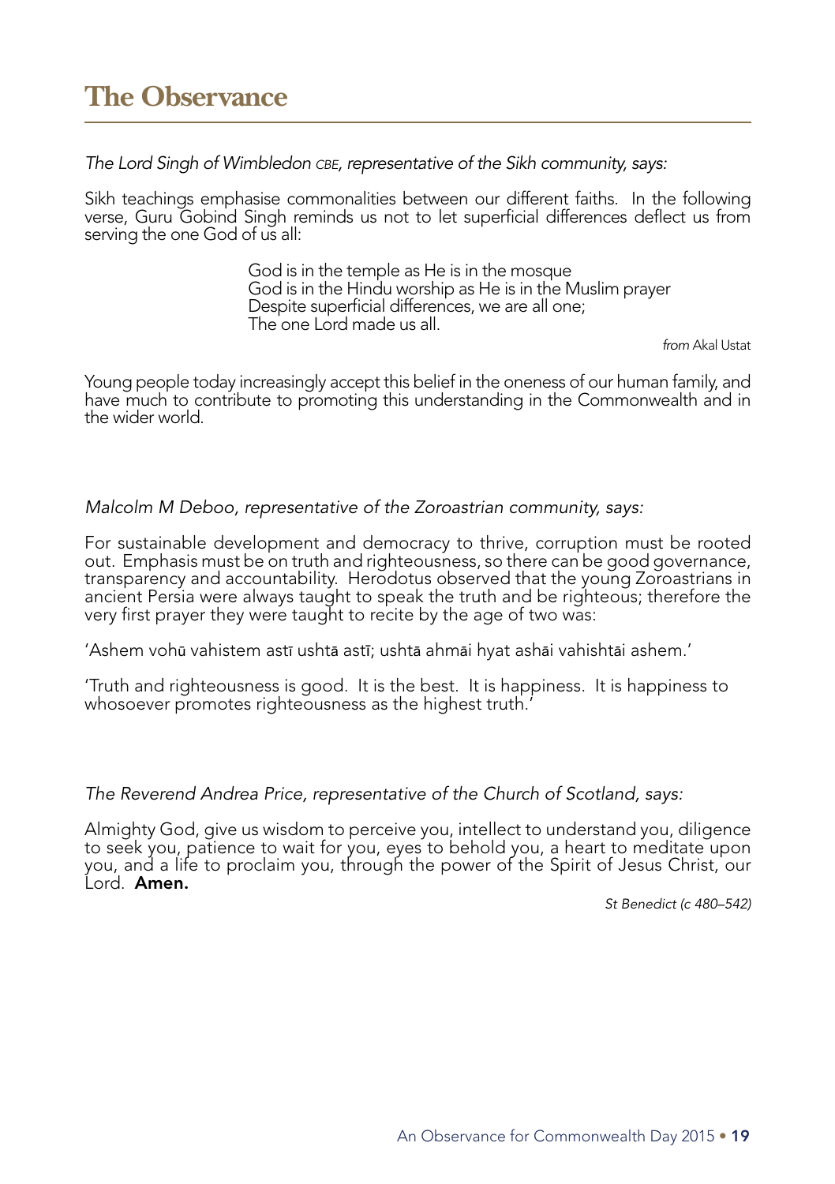## The Observance

*The Lord Singh of Wimbledon CBE, representative of the Sikh community, says:*

Sikh teachings emphasise commonalities between our different faiths. In the following verse, Guru Gobind Singh reminds us not to let superficial differences deflect us from serving the one God of us all:

> God is in the temple as He is in the mosque
> God is in the Hindu worship as He is in the Muslim prayer
> Despite superficial differences, we are all one;
> The one Lord made us all.

*from* Akal Ustat

Young people today increasingly accept this belief in the oneness of our human family, and have much to contribute to promoting this understanding in the Commonwealth and in the wider world.

*Malcolm M Deboo, representative of the Zoroastrian community, says:*

For sustainable development and democracy to thrive, corruption must be rooted out. Emphasis must be on truth and righteousness, so there can be good governance, transparency and accountability. Herodotus observed that the young Zoroastrians in ancient Persia were always taught to speak the truth and be righteous; therefore the very first prayer they were taught to recite by the age of two was:

'Ashem vohū vahistem astī ushtā astī; ushtā ahmāi hyat ashāi vahishtāi ashem.'

'Truth and righteousness is good. It is the best. It is happiness. It is happiness to whosoever promotes righteousness as the highest truth.'

*The Reverend Andrea Price, representative of the Church of Scotland, says:*

Almighty God, give us wisdom to perceive you, intellect to understand you, diligence to seek you, patience to wait for you, eyes to behold you, a heart to meditate upon you, and a life to proclaim you, through the power of the Spirit of Jesus Christ, our Lord. **Amen.**

*St Benedict (c 480–542)*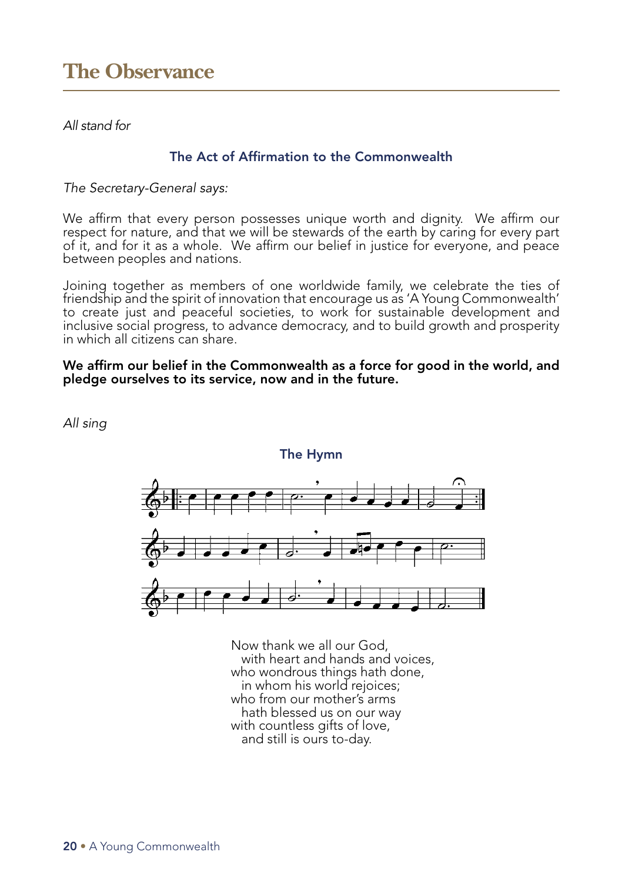# The Observance

*All stand for*

### The Act of Affirmation to the Commonwealth

*The Secretary-General says:*

We affirm that every person possesses unique worth and dignity. We affirm our respect for nature, and that we will be stewards of the earth by caring for every part of it, and for it as a whole. We affirm our belief in justice for everyone, and peace between peoples and nations.

Joining together as members of one worldwide family, we celebrate the ties of friendship and the spirit of innovation that encourage us as 'A Young Commonwealth' to create just and peaceful societies, to work for sustainable development and inclusive social progress, to advance democracy, and to build growth and prosperity in which all citizens can share.

**We affirm our belief in the Commonwealth as a force for good in the world, and pledge ourselves to its service, now and in the future.**

*All sing*

### The Hymn

Now thank we all our God,
  with heart and hands and voices,
who wondrous things hath done,
  in whom his world rejoices;
who from our mother's arms
  hath blessed us on our way
with countless gifts of love,
  and still is ours to-day.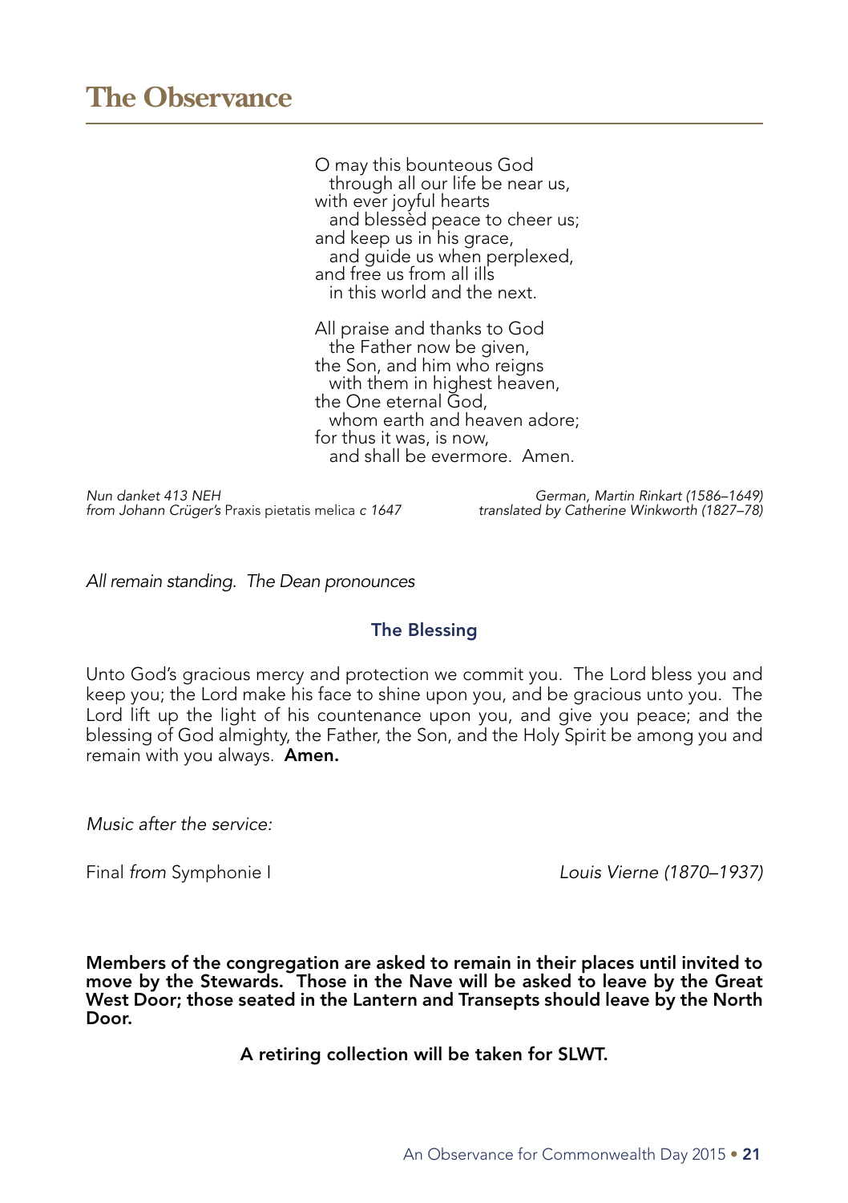## The Observance

O may this bounteous God
  through all our life be near us,
with ever joyful hearts
  and blessèd peace to cheer us;
and keep us in his grace,
  and guide us when perplexed,
and free us from all ills
  in this world and the next.

All praise and thanks to God
  the Father now be given,
the Son, and him who reigns
  with them in highest heaven,
the One eternal God,
  whom earth and heaven adore;
for thus it was, is now,
  and shall be evermore. Amen.

*Nun danket 413 NEH*
*from Johann Crüger's* Praxis pietatis melica *c 1647*

*German, Martin Rinkart (1586–1649)*
*translated by Catherine Winkworth (1827–78)*

*All remain standing. The Dean pronounces*

### The Blessing

Unto God's gracious mercy and protection we commit you. The Lord bless you and keep you; the Lord make his face to shine upon you, and be gracious unto you. The Lord lift up the light of his countenance upon you, and give you peace; and the blessing of God almighty, the Father, the Son, and the Holy Spirit be among you and remain with you always. **Amen.**

*Music after the service:*

Final *from* Symphonie I — *Louis Vierne (1870–1937)*

**Members of the congregation are asked to remain in their places until invited to move by the Stewards. Those in the Nave will be asked to leave by the Great West Door; those seated in the Lantern and Transepts should leave by the North Door.**

**A retiring collection will be taken for SLWT.**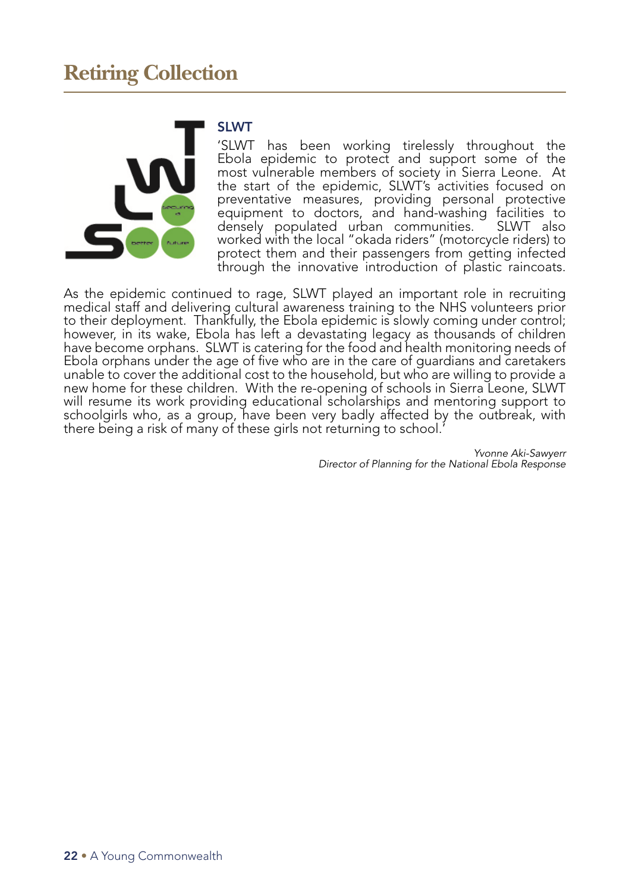# Retiring Collection

## SLWT

'SLWT has been working tirelessly throughout the Ebola epidemic to protect and support some of the most vulnerable members of society in Sierra Leone. At the start of the epidemic, SLWT's activities focused on preventative measures, providing personal protective equipment to doctors, and hand-washing facilities to densely populated urban communities. SLWT also worked with the local "okada riders" (motorcycle riders) to protect them and their passengers from getting infected through the innovative introduction of plastic raincoats.

As the epidemic continued to rage, SLWT played an important role in recruiting medical staff and delivering cultural awareness training to the NHS volunteers prior to their deployment. Thankfully, the Ebola epidemic is slowly coming under control; however, in its wake, Ebola has left a devastating legacy as thousands of children have become orphans. SLWT is catering for the food and health monitoring needs of Ebola orphans under the age of five who are in the care of guardians and caretakers unable to cover the additional cost to the household, but who are willing to provide a new home for these children. With the re-opening of schools in Sierra Leone, SLWT will resume its work providing educational scholarships and mentoring support to schoolgirls who, as a group, have been very badly affected by the outbreak, with there being a risk of many of these girls not returning to school.'

*Yvonne Aki-Sawyerr*
*Director of Planning for the National Ebola Response*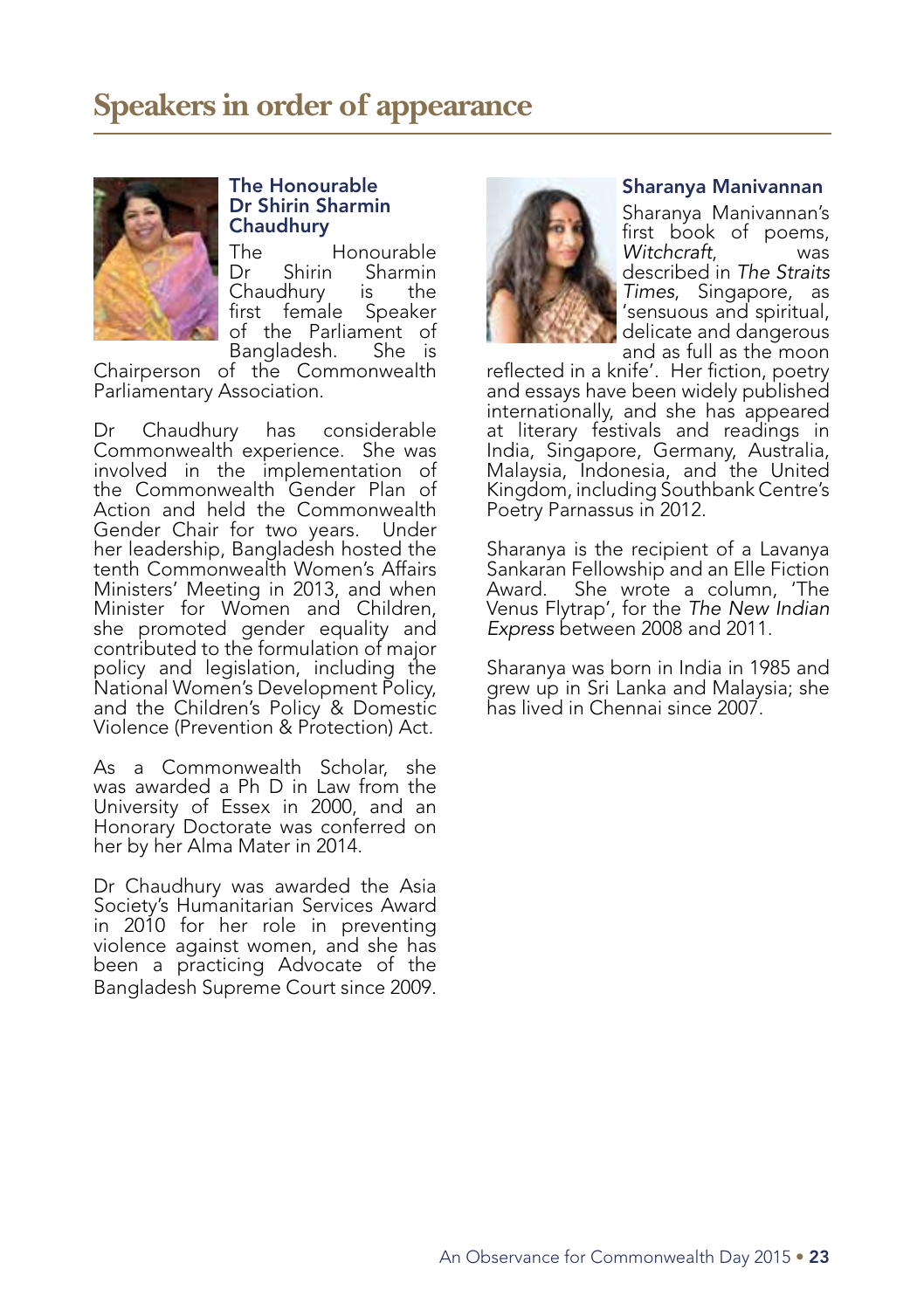# Speakers in order of appearance

### The Honourable Dr Shirin Sharmin Chaudhury

The Honourable Dr Shirin Sharmin Chaudhury is the first female Speaker of the Parliament of Bangladesh. She is Chairperson of the Commonwealth Parliamentary Association.

Dr Chaudhury has considerable Commonwealth experience. She was involved in the implementation of the Commonwealth Gender Plan of Action and held the Commonwealth Gender Chair for two years. Under her leadership, Bangladesh hosted the tenth Commonwealth Women's Affairs Ministers' Meeting in 2013, and when Minister for Women and Children, she promoted gender equality and contributed to the formulation of major policy and legislation, including the National Women's Development Policy, and the Children's Policy & Domestic Violence (Prevention & Protection) Act.

As a Commonwealth Scholar, she was awarded a Ph D in Law from the University of Essex in 2000, and an Honorary Doctorate was conferred on her by her Alma Mater in 2014.

Dr Chaudhury was awarded the Asia Society's Humanitarian Services Award in 2010 for her role in preventing violence against women, and she has been a practicing Advocate of the Bangladesh Supreme Court since 2009.

### Sharanya Manivannan

Sharanya Manivannan's first book of poems, *Witchcraft*, was described in *The Straits Times*, Singapore, as 'sensuous and spiritual, delicate and dangerous and as full as the moon reflected in a knife'. Her fiction, poetry and essays have been widely published internationally, and she has appeared at literary festivals and readings in India, Singapore, Germany, Australia, Malaysia, Indonesia, and the United Kingdom, including Southbank Centre's Poetry Parnassus in 2012.

Sharanya is the recipient of a Lavanya Sankaran Fellowship and an Elle Fiction Award. She wrote a column, 'The Venus Flytrap', for the *The New Indian Express* between 2008 and 2011.

Sharanya was born in India in 1985 and grew up in Sri Lanka and Malaysia; she has lived in Chennai since 2007.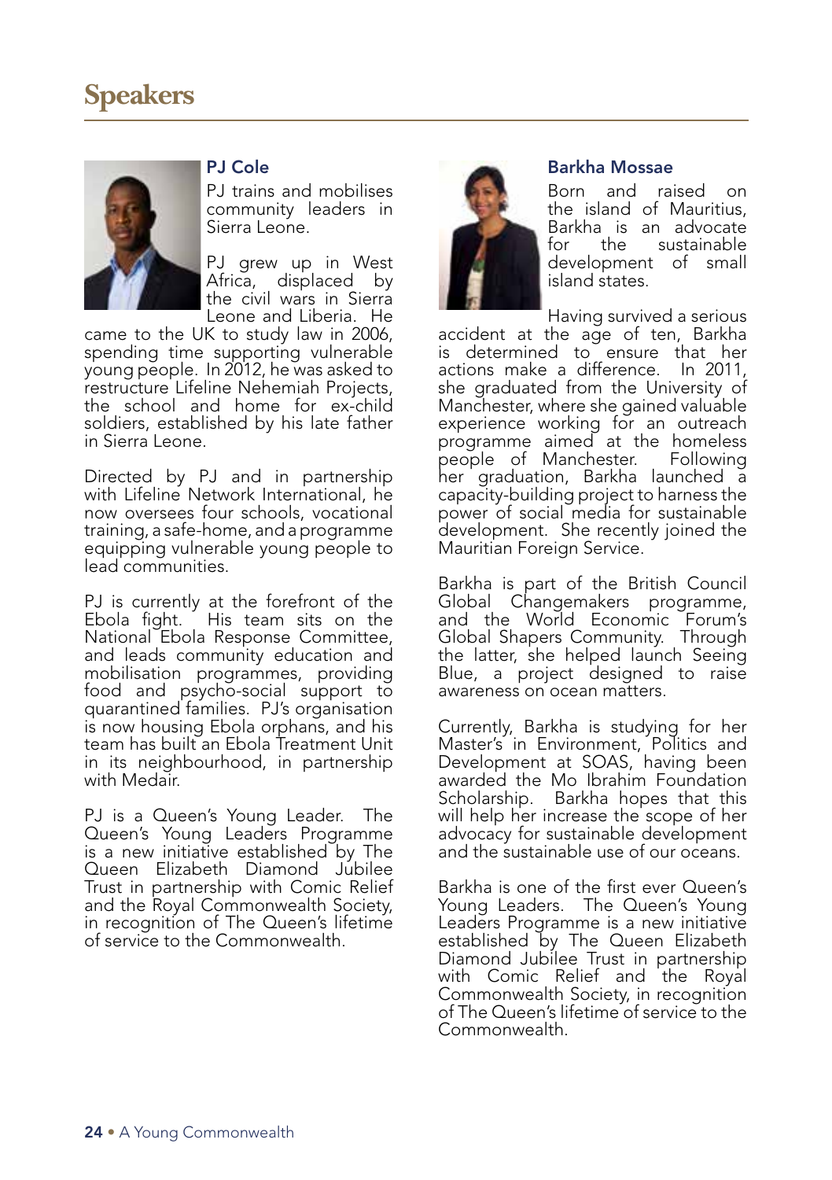# Speakers

### PJ Cole

PJ trains and mobilises community leaders in Sierra Leone.

PJ grew up in West Africa, displaced by the civil wars in Sierra Leone and Liberia. He came to the UK to study law in 2006, spending time supporting vulnerable young people. In 2012, he was asked to restructure Lifeline Nehemiah Projects, the school and home for ex-child soldiers, established by his late father in Sierra Leone.

Directed by PJ and in partnership with Lifeline Network International, he now oversees four schools, vocational training, a safe-home, and a programme equipping vulnerable young people to lead communities.

PJ is currently at the forefront of the Ebola fight. His team sits on the National Ebola Response Committee, and leads community education and mobilisation programmes, providing food and psycho-social support to quarantined families. PJ's organisation is now housing Ebola orphans, and his team has built an Ebola Treatment Unit in its neighbourhood, in partnership with Medair.

PJ is a Queen's Young Leader. The Queen's Young Leaders Programme is a new initiative established by The Queen Elizabeth Diamond Jubilee Trust in partnership with Comic Relief and the Royal Commonwealth Society, in recognition of The Queen's lifetime of service to the Commonwealth.

### Barkha Mossae

Born and raised on the island of Mauritius, Barkha is an advocate for the sustainable development of small island states.

Having survived a serious accident at the age of ten, Barkha is determined to ensure that her actions make a difference. In 2011, she graduated from the University of Manchester, where she gained valuable experience working for an outreach programme aimed at the homeless people of Manchester. Following her graduation, Barkha launched a capacity-building project to harness the power of social media for sustainable development. She recently joined the Mauritian Foreign Service.

Barkha is part of the British Council Global Changemakers programme, and the World Economic Forum's Global Shapers Community. Through the latter, she helped launch Seeing Blue, a project designed to raise awareness on ocean matters.

Currently, Barkha is studying for her Master's in Environment, Politics and Development at SOAS, having been awarded the Mo Ibrahim Foundation Scholarship. Barkha hopes that this will help her increase the scope of her advocacy for sustainable development and the sustainable use of our oceans.

Barkha is one of the first ever Queen's Young Leaders. The Queen's Young Leaders Programme is a new initiative established by The Queen Elizabeth Diamond Jubilee Trust in partnership with Comic Relief and the Royal Commonwealth Society, in recognition of The Queen's lifetime of service to the Commonwealth.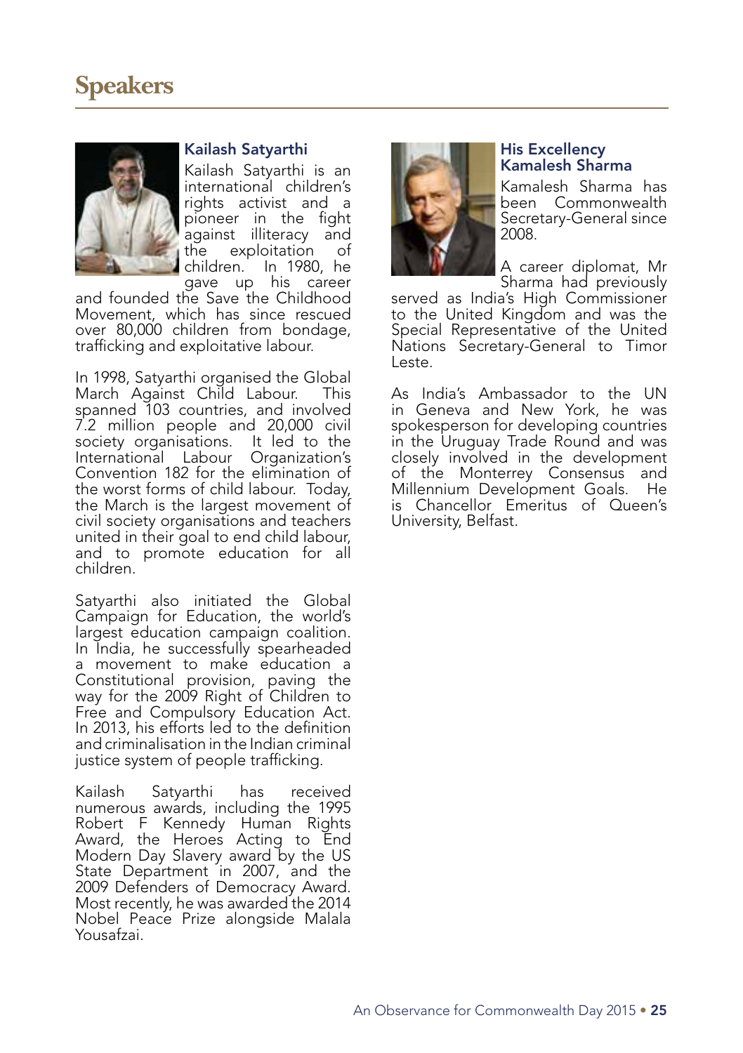# Speakers

### Kailash Satyarthi

Kailash Satyarthi is an international children's rights activist and a pioneer in the fight against illiteracy and the exploitation of children. In 1980, he gave up his career and founded the Save the Childhood Movement, which has since rescued over 80,000 children from bondage, trafficking and exploitative labour.

In 1998, Satyarthi organised the Global March Against Child Labour. This spanned 103 countries, and involved 7.2 million people and 20,000 civil society organisations. It led to the International Labour Organization's Convention 182 for the elimination of the worst forms of child labour. Today, the March is the largest movement of civil society organisations and teachers united in their goal to end child labour, and to promote education for all children.

Satyarthi also initiated the Global Campaign for Education, the world's largest education campaign coalition. In India, he successfully spearheaded a movement to make education a Constitutional provision, paving the way for the 2009 Right of Children to Free and Compulsory Education Act. In 2013, his efforts led to the definition and criminalisation in the Indian criminal justice system of people trafficking.

Kailash Satyarthi has received numerous awards, including the 1995 Robert F Kennedy Human Rights Award, the Heroes Acting to End Modern Day Slavery award by the US State Department in 2007, and the 2009 Defenders of Democracy Award. Most recently, he was awarded the 2014 Nobel Peace Prize alongside Malala Yousafzai.

### His Excellency Kamalesh Sharma

Kamalesh Sharma has been Commonwealth Secretary-General since 2008.

A career diplomat, Mr Sharma had previously served as India's High Commissioner to the United Kingdom and was the Special Representative of the United Nations Secretary-General to Timor Leste.

As India's Ambassador to the UN in Geneva and New York, he was spokesperson for developing countries in the Uruguay Trade Round and was closely involved in the development of the Monterrey Consensus and Millennium Development Goals. He is Chancellor Emeritus of Queen's University, Belfast.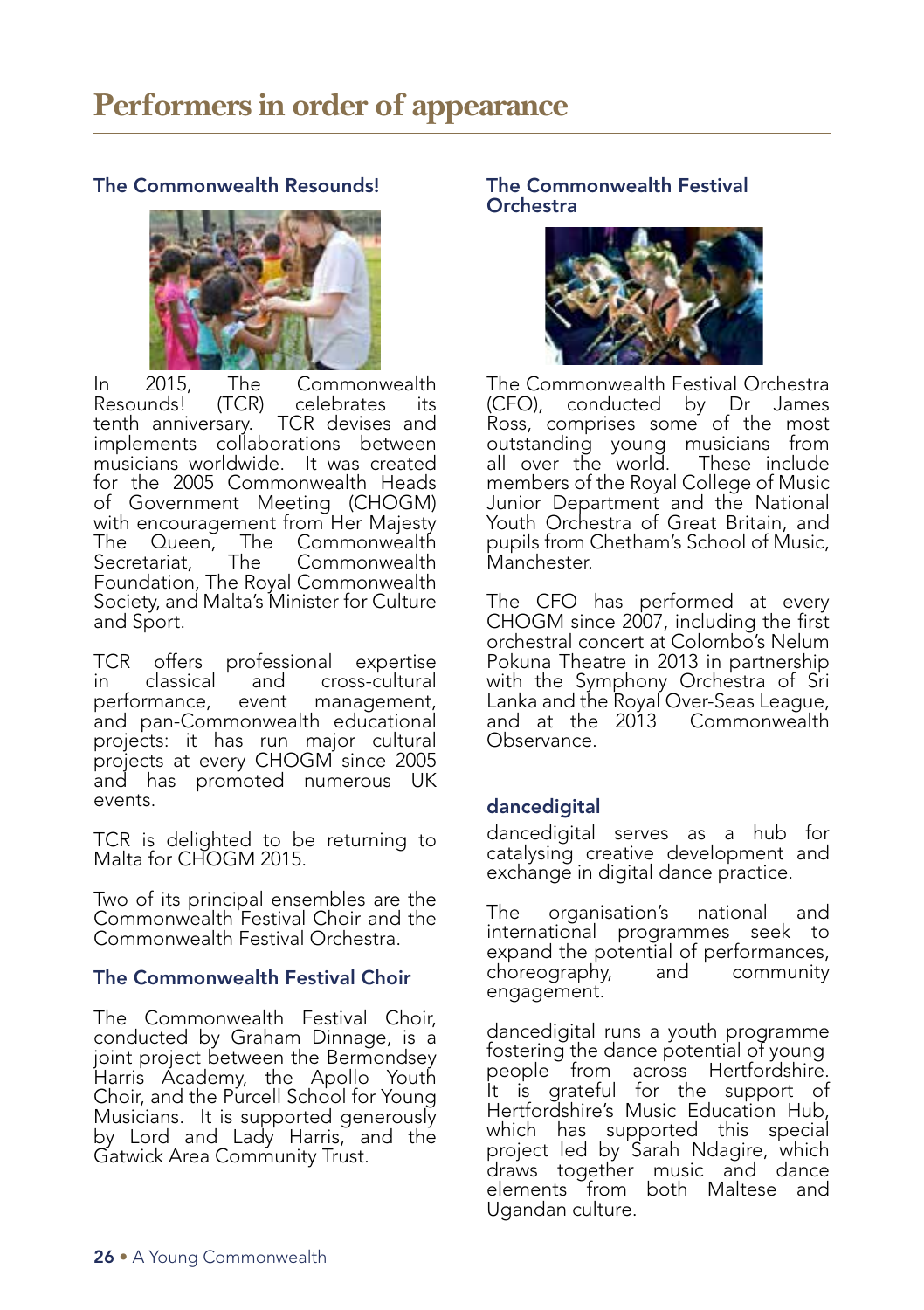# Performers in order of appearance

### The Commonwealth Resounds!

In 2015, The Commonwealth Resounds! (TCR) celebrates its tenth anniversary. TCR devises and implements collaborations between musicians worldwide. It was created for the 2005 Commonwealth Heads of Government Meeting (CHOGM) with encouragement from Her Majesty The Queen, The Commonwealth Secretariat, The Commonwealth Foundation, The Royal Commonwealth Society, and Malta's Minister for Culture and Sport.

TCR offers professional expertise in classical and cross-cultural performance, event management, and pan-Commonwealth educational projects: it has run major cultural projects at every CHOGM since 2005 and has promoted numerous UK events.

TCR is delighted to be returning to Malta for CHOGM 2015.

Two of its principal ensembles are the Commonwealth Festival Choir and the Commonwealth Festival Orchestra.

### The Commonwealth Festival Choir

The Commonwealth Festival Choir, conducted by Graham Dinnage, is a joint project between the Bermondsey Harris Academy, the Apollo Youth Choir, and the Purcell School for Young Musicians. It is supported generously by Lord and Lady Harris, and the Gatwick Area Community Trust.

### The Commonwealth Festival Orchestra

The Commonwealth Festival Orchestra (CFO), conducted by Dr James Ross, comprises some of the most outstanding young musicians from all over the world. These include members of the Royal College of Music Junior Department and the National Youth Orchestra of Great Britain, and pupils from Chetham's School of Music, Manchester.

The CFO has performed at every CHOGM since 2007, including the first orchestral concert at Colombo's Nelum Pokuna Theatre in 2013 in partnership with the Symphony Orchestra of Sri Lanka and the Royal Over-Seas League, and at the 2013 Commonwealth Observance.

### dancedigital

dancedigital serves as a hub for catalysing creative development and exchange in digital dance practice.

The organisation's national and international programmes seek to expand the potential of performances, choreography, and community engagement.

dancedigital runs a youth programme fostering the dance potential of young people from across Hertfordshire. It is grateful for the support of Hertfordshire's Music Education Hub, which has supported this special project led by Sarah Ndagire, which draws together music and dance elements from both Maltese and Ugandan culture.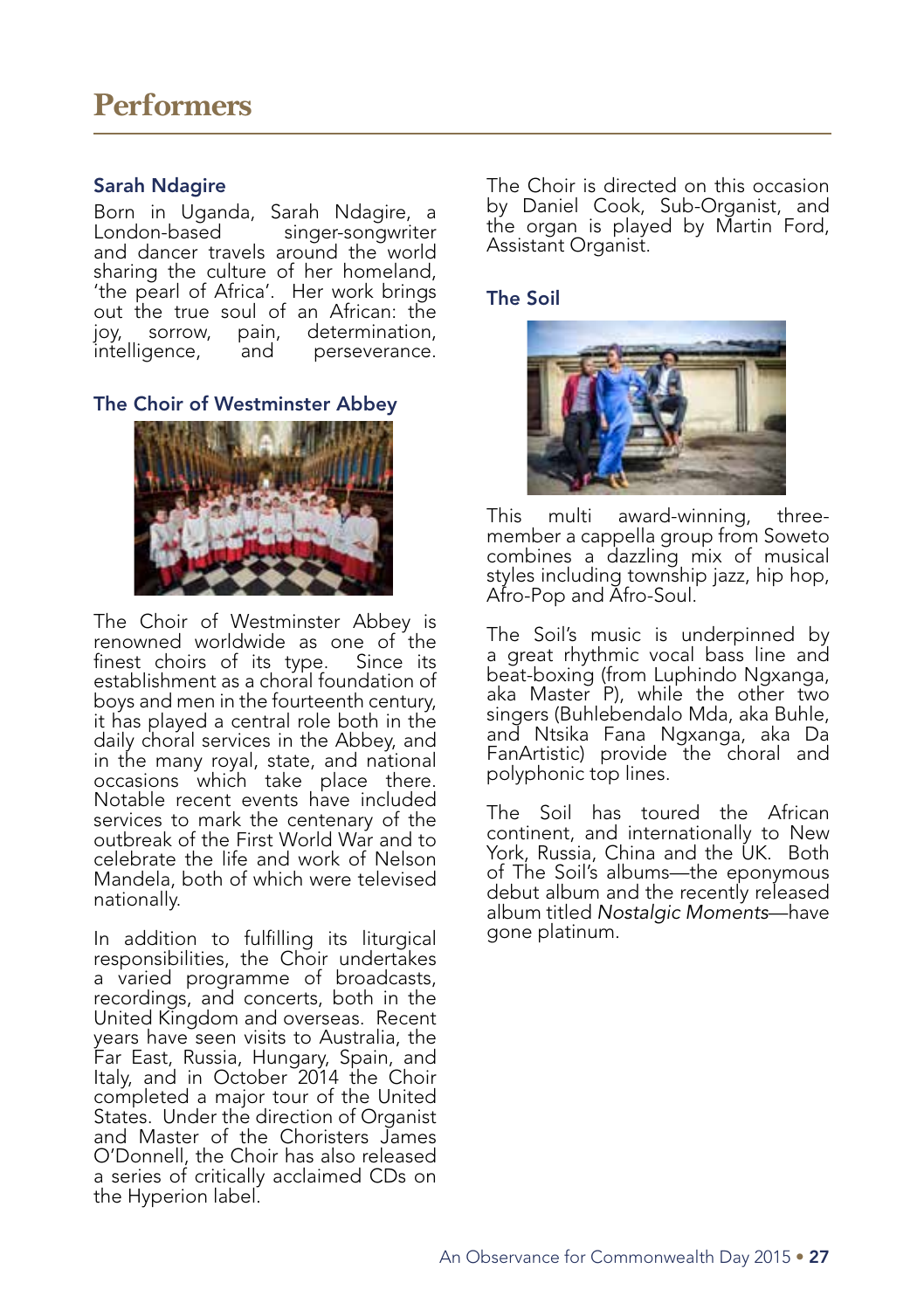# Performers

## Sarah Ndagire

Born in Uganda, Sarah Ndagire, a London-based singer-songwriter and dancer travels around the world sharing the culture of her homeland, 'the pearl of Africa'. Her work brings out the true soul of an African: the joy, sorrow, pain, determination, intelligence, and perseverance.

## The Choir of Westminster Abbey

The Choir of Westminster Abbey is renowned worldwide as one of the finest choirs of its type. Since its establishment as a choral foundation of boys and men in the fourteenth century, it has played a central role both in the daily choral services in the Abbey, and in the many royal, state, and national occasions which take place there. Notable recent events have included services to mark the centenary of the outbreak of the First World War and to celebrate the life and work of Nelson Mandela, both of which were televised nationally.

In addition to fulfilling its liturgical responsibilities, the Choir undertakes a varied programme of broadcasts, recordings, and concerts, both in the United Kingdom and overseas. Recent years have seen visits to Australia, the Far East, Russia, Hungary, Spain, and Italy, and in October 2014 the Choir completed a major tour of the United States. Under the direction of Organist and Master of the Choristers James O'Donnell, the Choir has also released a series of critically acclaimed CDs on the Hyperion label.

The Choir is directed on this occasion by Daniel Cook, Sub-Organist, and the organ is played by Martin Ford, Assistant Organist.

## The Soil

This multi award-winning, three-member a cappella group from Soweto combines a dazzling mix of musical styles including township jazz, hip hop, Afro-Pop and Afro-Soul.

The Soil's music is underpinned by a great rhythmic vocal bass line and beat-boxing (from Luphindo Ngxanga, aka Master P), while the other two singers (Buhlebendalo Mda, aka Buhle, and Ntsika Fana Ngxanga, aka Da FanArtistic) provide the choral and polyphonic top lines.

The Soil has toured the African continent, and internationally to New York, Russia, China and the UK. Both of The Soil's albums—the eponymous debut album and the recently released album titled *Nostalgic Moments*—have gone platinum.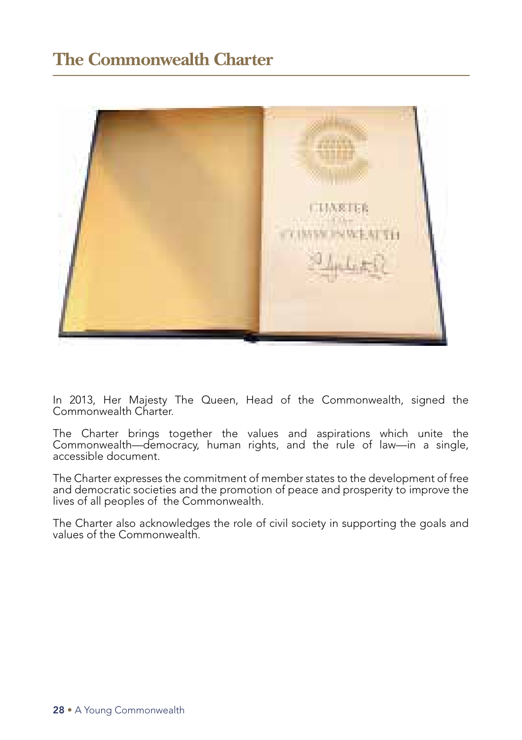# The Commonwealth Charter

In 2013, Her Majesty The Queen, Head of the Commonwealth, signed the Commonwealth Charter.

The Charter brings together the values and aspirations which unite the Commonwealth—democracy, human rights, and the rule of law—in a single, accessible document.

The Charter expresses the commitment of member states to the development of free and democratic societies and the promotion of peace and prosperity to improve the lives of all peoples of the Commonwealth.

The Charter also acknowledges the role of civil society in supporting the goals and values of the Commonwealth.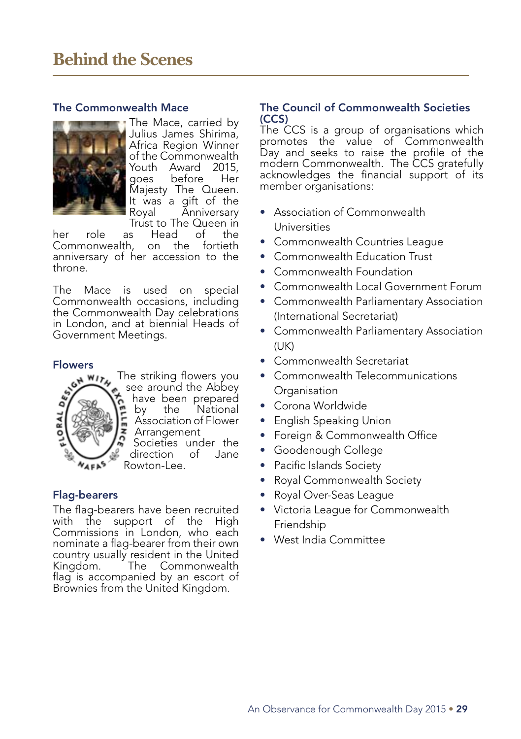# Behind the Scenes

## The Commonwealth Mace

The Mace, carried by Julius James Shirima, Africa Region Winner of the Commonwealth Youth Award 2015, goes before Her Majesty The Queen. It was a gift of the Royal Anniversary Trust to The Queen in her role as Head of the Commonwealth, on the fortieth anniversary of her accession to the throne.

The Mace is used on special Commonwealth occasions, including the Commonwealth Day celebrations in London, and at biennial Heads of Government Meetings.

## Flowers

The striking flowers you see around the Abbey have been prepared by the National Association of Flower Arrangement Societies under the direction of Jane Rowton-Lee.

## Flag-bearers

The flag-bearers have been recruited with the support of the High Commissions in London, who each nominate a flag-bearer from their own country usually resident in the United Kingdom. The Commonwealth flag is accompanied by an escort of Brownies from the United Kingdom.

## The Council of Commonwealth Societies (CCS)

The CCS is a group of organisations which promotes the value of Commonwealth Day and seeks to raise the profile of the modern Commonwealth. The CCS gratefully acknowledges the financial support of its member organisations:

- Association of Commonwealth Universities
- Commonwealth Countries League
- Commonwealth Education Trust
- Commonwealth Foundation
- Commonwealth Local Government Forum
- Commonwealth Parliamentary Association (International Secretariat)
- Commonwealth Parliamentary Association (UK)
- Commonwealth Secretariat
- Commonwealth Telecommunications Organisation
- Corona Worldwide
- English Speaking Union
- Foreign & Commonwealth Office
- Goodenough College
- Pacific Islands Society
- Royal Commonwealth Society
- Royal Over-Seas League
- Victoria League for Commonwealth Friendship
- West India Committee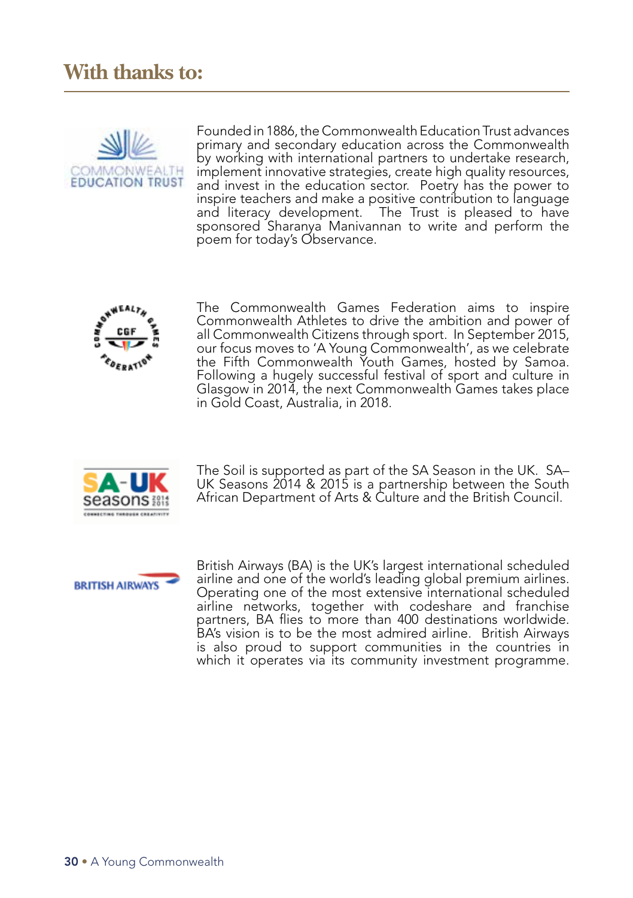# With thanks to:

Founded in 1886, the Commonwealth Education Trust advances primary and secondary education across the Commonwealth by working with international partners to undertake research, implement innovative strategies, create high quality resources, and invest in the education sector. Poetry has the power to inspire teachers and make a positive contribution to language and literacy development. The Trust is pleased to have sponsored Sharanya Manivannan to write and perform the poem for today's Observance.

The Commonwealth Games Federation aims to inspire Commonwealth Athletes to drive the ambition and power of all Commonwealth Citizens through sport. In September 2015, our focus moves to 'A Young Commonwealth', as we celebrate the Fifth Commonwealth Youth Games, hosted by Samoa. Following a hugely successful festival of sport and culture in Glasgow in 2014, the next Commonwealth Games takes place in Gold Coast, Australia, in 2018.

The Soil is supported as part of the SA Season in the UK. SA–UK Seasons 2014 & 2015 is a partnership between the South African Department of Arts & Culture and the British Council.

British Airways (BA) is the UK's largest international scheduled airline and one of the world's leading global premium airlines. Operating one of the most extensive international scheduled airline networks, together with codeshare and franchise partners, BA flies to more than 400 destinations worldwide. BA's vision is to be the most admired airline. British Airways is also proud to support communities in the countries in which it operates via its community investment programme.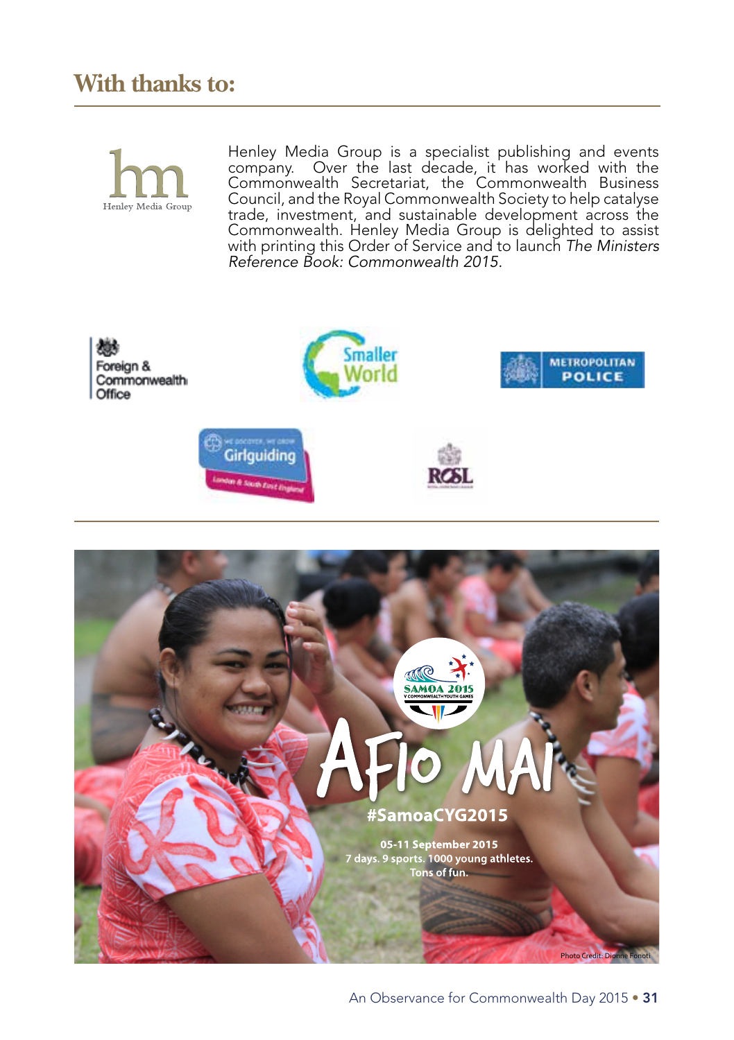## With thanks to:

Henley Media Group

Henley Media Group is a specialist publishing and events company. Over the last decade, it has worked with the Commonwealth Secretariat, the Commonwealth Business Council, and the Royal Commonwealth Society to help catalyse trade, investment, and sustainable development across the Commonwealth. Henley Media Group is delighted to assist with printing this Order of Service and to launch *The Ministers Reference Book: Commonwealth 2015*.

Foreign & Commonwealth Office

Smaller World

Metropolitan Police

Girlguiding London & South East England

RCSL

SAMOA 2015 V Commonwealth Youth Games

AFIO MAI

#SamoaCYG2015

05-11 September 2015
7 days. 9 sports. 1000 young athletes.
Tons of fun.

Photo Credit: Dionne Fonoti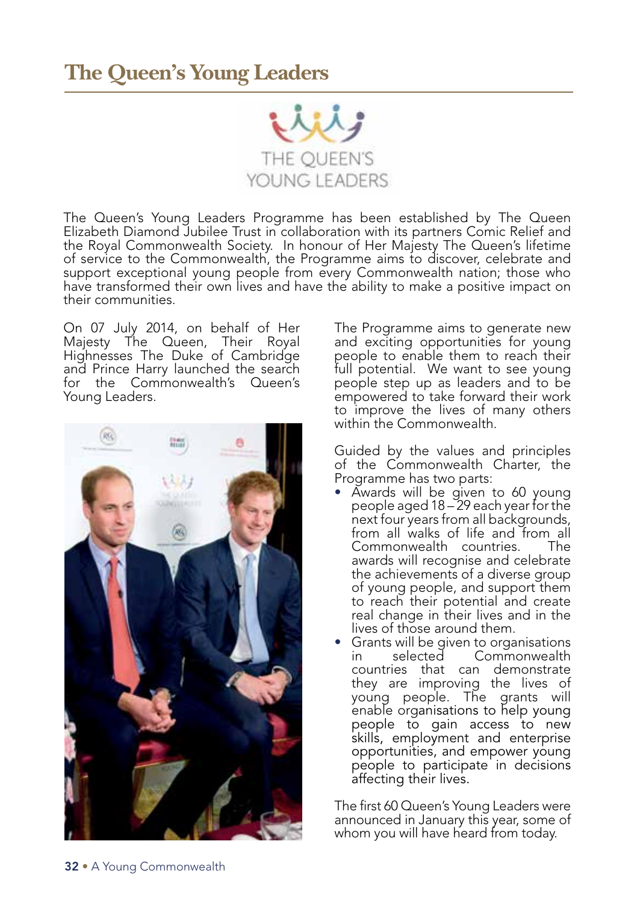# The Queen's Young Leaders

THE QUEEN'S YOUNG LEADERS

The Queen's Young Leaders Programme has been established by The Queen Elizabeth Diamond Jubilee Trust in collaboration with its partners Comic Relief and the Royal Commonwealth Society. In honour of Her Majesty The Queen's lifetime of service to the Commonwealth, the Programme aims to discover, celebrate and support exceptional young people from every Commonwealth nation; those who have transformed their own lives and have the ability to make a positive impact on their communities.

On 07 July 2014, on behalf of Her Majesty The Queen, Their Royal Highnesses The Duke of Cambridge and Prince Harry launched the search for the Commonwealth's Queen's Young Leaders.

The Programme aims to generate new and exciting opportunities for young people to enable them to reach their full potential. We want to see young people step up as leaders and to be empowered to take forward their work to improve the lives of many others within the Commonwealth.

Guided by the values and principles of the Commonwealth Charter, the Programme has two parts:

- Awards will be given to 60 young people aged 18 – 29 each year for the next four years from all backgrounds, from all walks of life and from all Commonwealth countries. The awards will recognise and celebrate the achievements of a diverse group of young people, and support them to reach their potential and create real change in their lives and in the lives of those around them.
- Grants will be given to organisations in selected Commonwealth countries that can demonstrate they are improving the lives of young people. The grants will enable organisations to help young people to gain access to new skills, employment and enterprise opportunities, and empower young people to participate in decisions affecting their lives.

The first 60 Queen's Young Leaders were announced in January this year, some of whom you will have heard from today.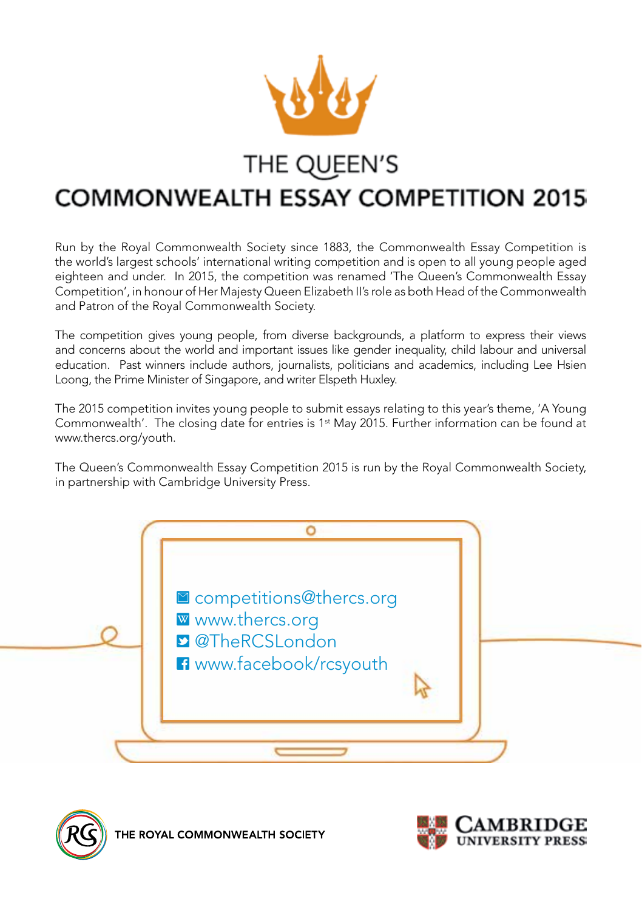# THE QUEEN'S COMMONWEALTH ESSAY COMPETITION 2015

Run by the Royal Commonwealth Society since 1883, the Commonwealth Essay Competition is the world's largest schools' international writing competition and is open to all young people aged eighteen and under. In 2015, the competition was renamed 'The Queen's Commonwealth Essay Competition', in honour of Her Majesty Queen Elizabeth II's role as both Head of the Commonwealth and Patron of the Royal Commonwealth Society.

The competition gives young people, from diverse backgrounds, a platform to express their views and concerns about the world and important issues like gender inequality, child labour and universal education. Past winners include authors, journalists, politicians and academics, including Lee Hsien Loong, the Prime Minister of Singapore, and writer Elspeth Huxley.

The 2015 competition invites young people to submit essays relating to this year's theme, 'A Young Commonwealth'. The closing date for entries is 1st May 2015. Further information can be found at www.thercs.org/youth.

The Queen's Commonwealth Essay Competition 2015 is run by the Royal Commonwealth Society, in partnership with Cambridge University Press.

- competitions@thercs.org
- www.thercs.org
- @TheRCSLondon
- www.facebook/rcsyouth

THE ROYAL COMMONWEALTH SOCIETY

CAMBRIDGE UNIVERSITY PRESS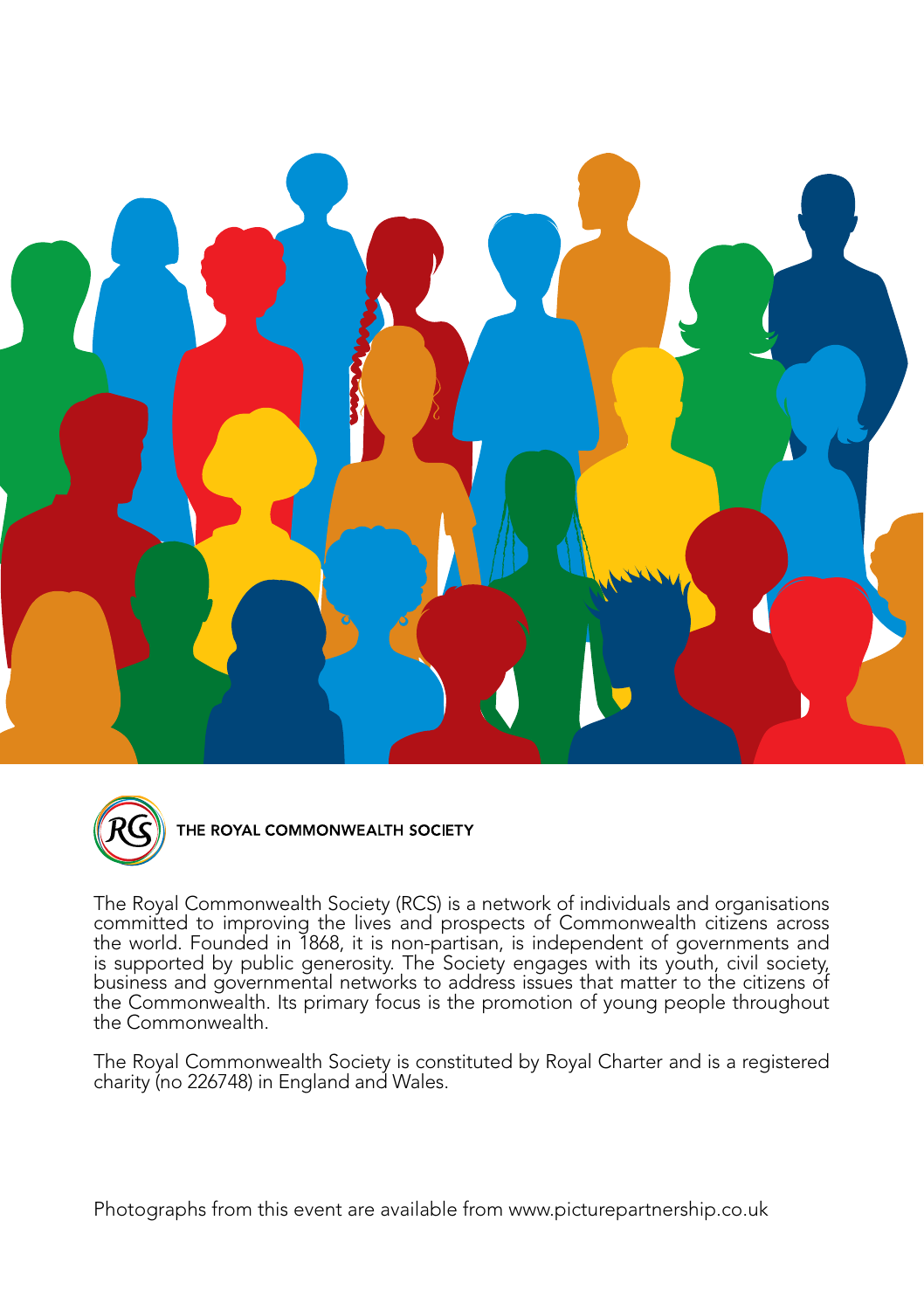THE ROYAL COMMONWEALTH SOCIETY

The Royal Commonwealth Society (RCS) is a network of individuals and organisations committed to improving the lives and prospects of Commonwealth citizens across the world. Founded in 1868, it is non-partisan, is independent of governments and is supported by public generosity. The Society engages with its youth, civil society, business and governmental networks to address issues that matter to the citizens of the Commonwealth. Its primary focus is the promotion of young people throughout the Commonwealth.

The Royal Commonwealth Society is constituted by Royal Charter and is a registered charity (no 226748) in England and Wales.

Photographs from this event are available from www.picturepartnership.co.uk